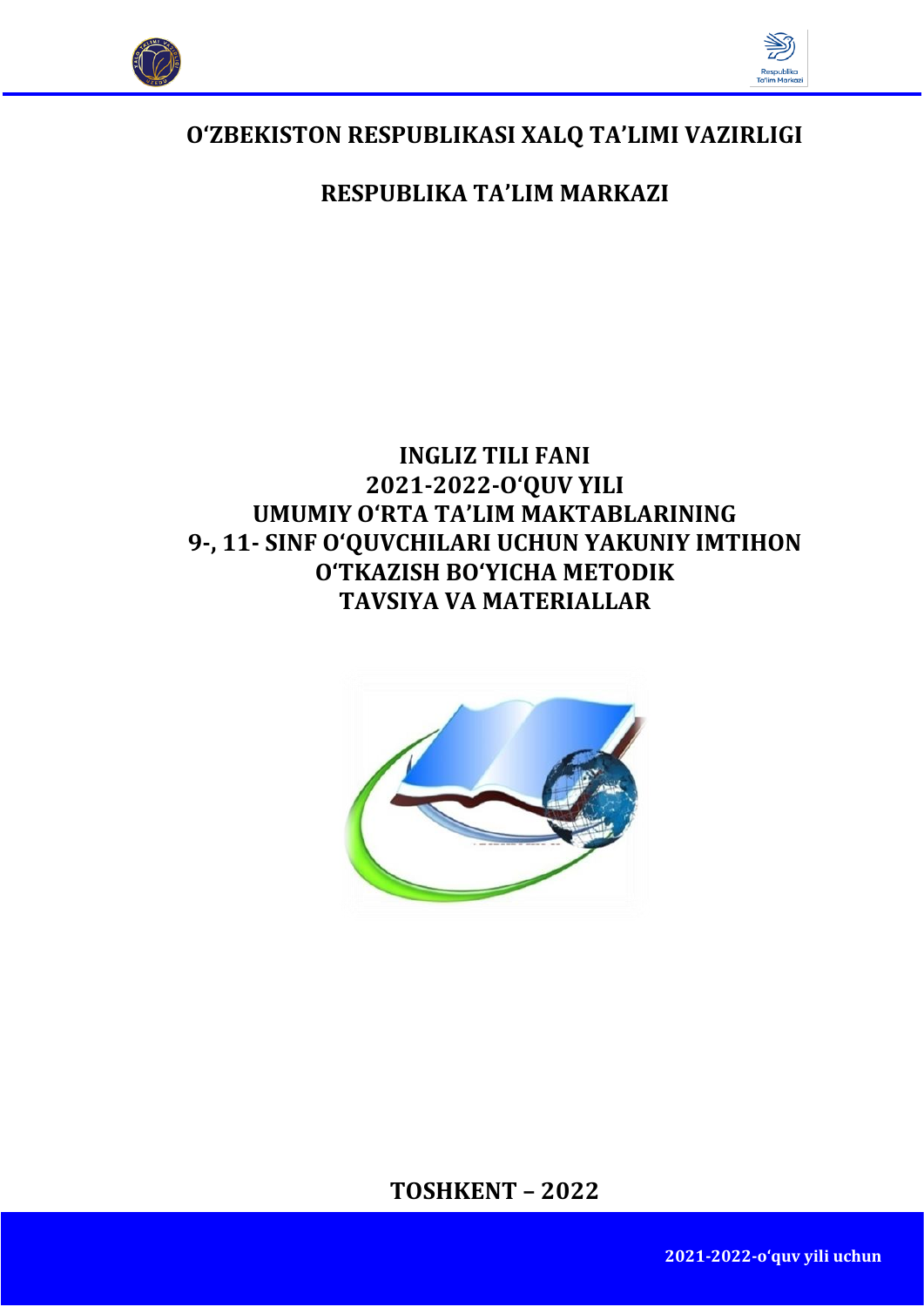## O‘ZBEKISTON RESPUBLIKASI XALQ TA’LIMI VAZIRLIGI

## RESPUBLIKA TA’LIM MARKAZI

# INGLIZ TILI FANI
# 2021-2022-O‘QUV YILI
# UMUMIY O‘RTA TA’LIM MAKTABLARINING
# 9-, 11- SINF O‘QUVCHILARI UCHUN YAKUNIY IMTIHON O‘TKAZISH BO‘YICHA METODIK TAVSIYA VA MATERIALLAR

**TOSHKENT – 2022**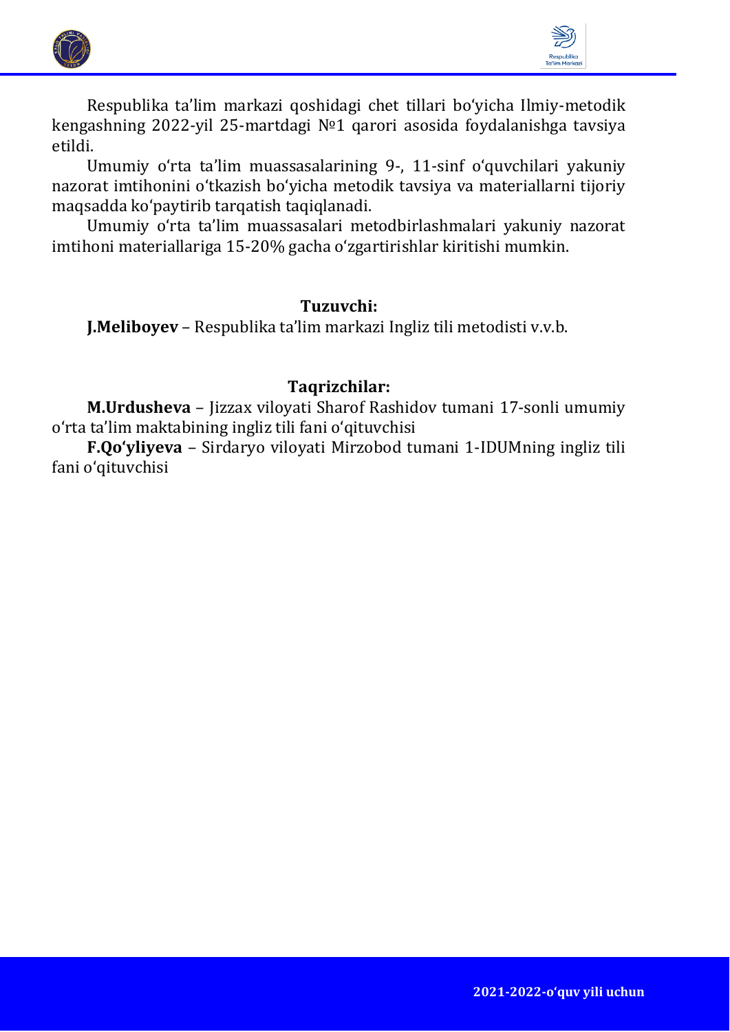Respublika ta’lim markazi qoshidagi chet tillari bo‘yicha Ilmiy-metodik kengashning 2022-yil 25-martdagi №1 qarori asosida foydalanishga tavsiya etildi.

Umumiy o‘rta ta’lim muassasalarining 9-, 11-sinf o‘quvchilari yakuniy nazorat imtihonini o‘tkazish bo‘yicha metodik tavsiya va materiallarni tijoriy maqsadda ko‘paytirib tarqatish taqiqlanadi.

Umumiy o‘rta ta’lim muassasalari metodbirlashmalari yakuniy nazorat imtihoni materiallariga 15-20% gacha o‘zgartirishlar kiritishi mumkin.

**Tuzuvchi:**

**J.Meliboyev** – Respublika ta’lim markazi Ingliz tili metodisti v.v.b.

**Taqrizchilar:**

**M.Urdusheva** – Jizzax viloyati Sharof Rashidov tumani 17-sonli umumiy o‘rta ta’lim maktabining ingliz tili fani o‘qituvchisi

**F.Qo‘yliyeva** – Sirdaryo viloyati Mirzobod tumani 1-IDUMning ingliz tili fani o‘qituvchisi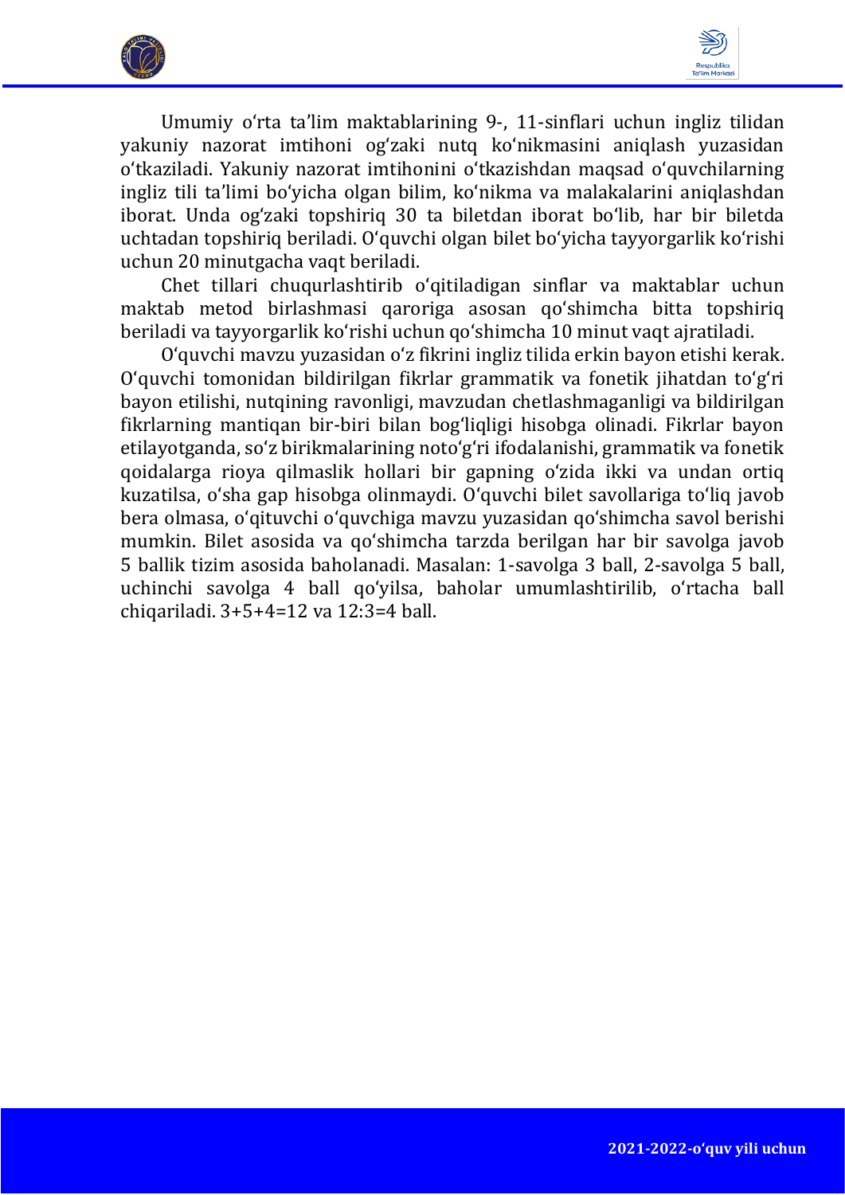Umumiy o‘rta ta’lim maktablarining 9-, 11-sinflari uchun ingliz tilidan yakuniy nazorat imtihoni og‘zaki nutq ko‘nikmasini aniqlash yuzasidan o‘tkaziladi. Yakuniy nazorat imtihonini o‘tkazishdan maqsad o‘quvchilarning ingliz tili ta’limi bo‘yicha olgan bilim, ko‘nikma va malakalarini aniqlashdan iborat. Unda og‘zaki topshiriq 30 ta biletdan iborat bo‘lib, har bir biletda uchtadan topshiriq beriladi. O‘quvchi olgan bilet bo‘yicha tayyorgarlik ko‘rishi uchun 20 minutgacha vaqt beriladi.

Chet tillari chuqurlashtirib o‘qitiladigan sinflar va maktablar uchun maktab metod birlashmasi qaroriga asosan qo‘shimcha bitta topshiriq beriladi va tayyorgarlik ko‘rishi uchun qo‘shimcha 10 minut vaqt ajratiladi.

O‘quvchi mavzu yuzasidan o‘z fikrini ingliz tilida erkin bayon etishi kerak. O‘quvchi tomonidan bildirilgan fikrlar grammatik va fonetik jihatdan to‘g‘ri bayon etilishi, nutqining ravonligi, mavzudan chetlashmaganligi va bildirilgan fikrlarning mantiqan bir-biri bilan bog‘liqligi hisobga olinadi. Fikrlar bayon etilayotganda, so‘z birikmalarining noto‘g‘ri ifodalanishi, grammatik va fonetik qoidalarga rioya qilmaslik hollari bir gapning o‘zida ikki va undan ortiq kuzatilsa, o‘sha gap hisobga olinmaydi. O‘quvchi bilet savollariga to‘liq javob bera olmasa, o‘qituvchi o‘quvchiga mavzu yuzasidan qo‘shimcha savol berishi mumkin. Bilet asosida va qo‘shimcha tarzda berilgan har bir savolga javob 5 ballik tizim asosida baholanadi. Masalan: 1-savolga 3 ball, 2-savolga 5 ball, uchinchi savolga 4 ball qo‘yilsa, baholar umumlashtirilib, o‘rtacha ball chiqariladi. 3+5+4=12 va 12:3=4 ball.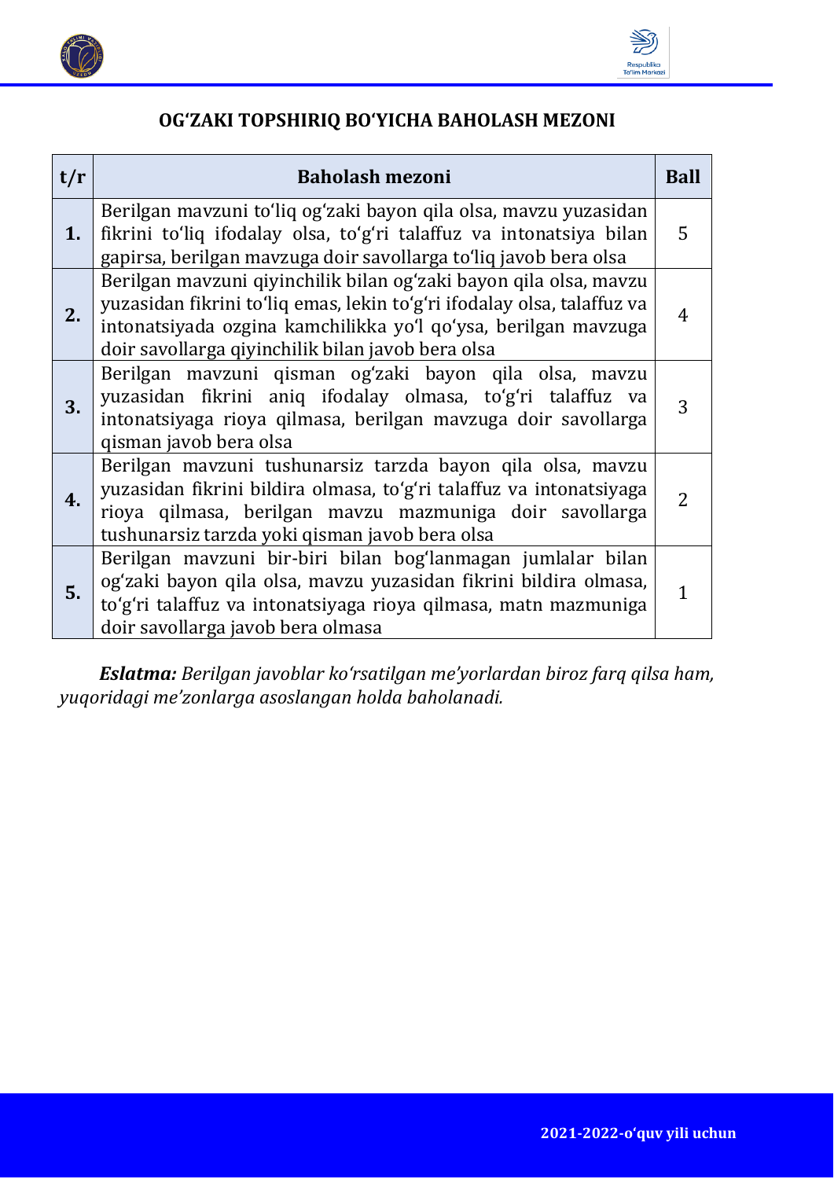## OG'ZAKI TOPSHIRIQ BO'YICHA BAHOLASH MEZONI

| t/r | Baholash mezoni | Ball |
|---|---|---|
| **1.** | Berilgan mavzuni to'liq og'zaki bayon qila olsa, mavzu yuzasidan fikrini to'liq ifodalay olsa, to'g'ri talaffuz va intonatsiya bilan gapirsa, berilgan mavzuga doir savollarga to'liq javob bera olsa | 5 |
| **2.** | Berilgan mavzuni qiyinchilik bilan og'zaki bayon qila olsa, mavzu yuzasidan fikrini to'liq emas, lekin to'g'ri ifodalay olsa, talaffuz va intonatsiyada ozgina kamchilikka yo'l qo'ysa, berilgan mavzuga doir savollarga qiyinchilik bilan javob bera olsa | 4 |
| **3.** | Berilgan mavzuni qisman og'zaki bayon qila olsa, mavzu yuzasidan fikrini aniq ifodalay olmasa, to'g'ri talaffuz va intonatsiyaga rioya qilmasa, berilgan mavzuga doir savollarga qisman javob bera olsa | 3 |
| **4.** | Berilgan mavzuni tushunarsiz tarzda bayon qila olsa, mavzu yuzasidan fikrini bildira olmasa, to'g'ri talaffuz va intonatsiyaga rioya qilmasa, berilgan mavzu mazmuniga doir savollarga tushunarsiz tarzda yoki qisman javob bera olsa | 2 |
| **5.** | Berilgan mavzuni bir-biri bilan bog'lanmagan jumlalar bilan og'zaki bayon qila olsa, mavzu yuzasidan fikrini bildira olmasa, to'g'ri talaffuz va intonatsiyaga rioya qilmasa, matn mazmuniga doir savollarga javob bera olmasa | 1 |

***Eslatma:*** *Berilgan javoblar ko'rsatilgan me'yorlardan biroz farq qilsa ham, yuqoridagi me'zonlarga asoslangan holda baholanadi.*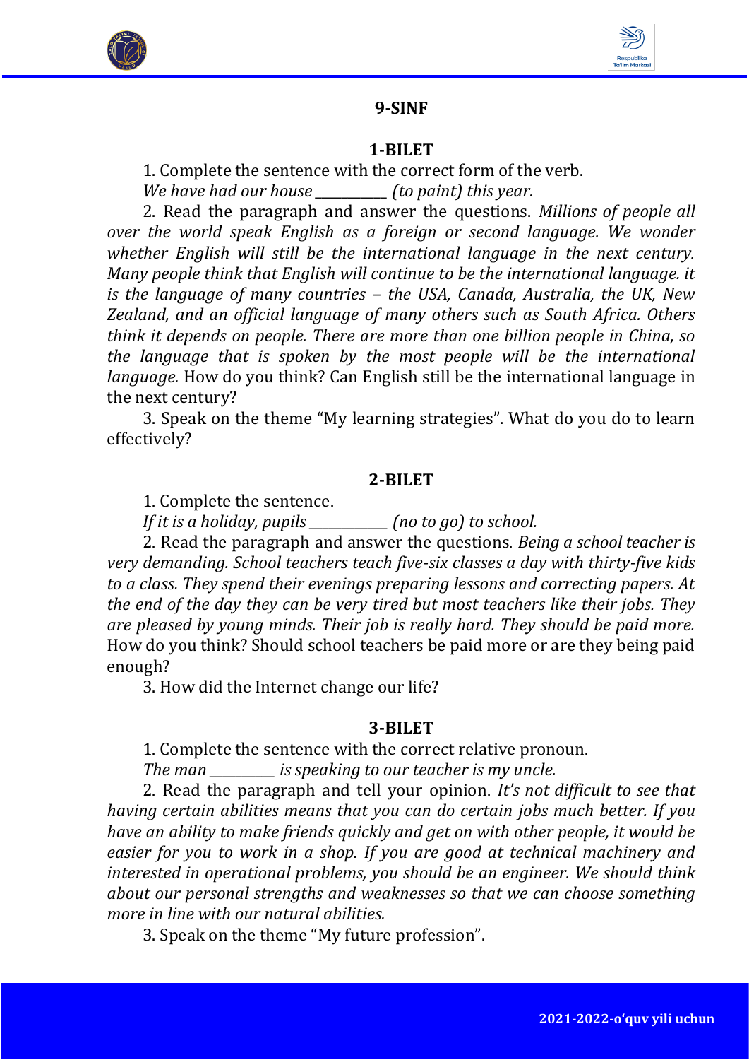## 9-SINF

### 1-BILET

1. Complete the sentence with the correct form of the verb.

*We have had our house __________ (to paint) this year.*

2. Read the paragraph and answer the questions. *Millions of people all over the world speak English as a foreign or second language. We wonder whether English will still be the international language in the next century. Many people think that English will continue to be the international language. it is the language of many countries – the USA, Canada, Australia, the UK, New Zealand, and an official language of many others such as South Africa. Others think it depends on people. There are more than one billion people in China, so the language that is spoken by the most people will be the international language.* How do you think? Can English still be the international language in the next century?

3. Speak on the theme "My learning strategies". What do you do to learn effectively?

### 2-BILET

1. Complete the sentence.

*If it is a holiday, pupils ___________ (no to go) to school.*

2. Read the paragraph and answer the questions. *Being a school teacher is very demanding. School teachers teach five-six classes a day with thirty-five kids to a class. They spend their evenings preparing lessons and correcting papers. At the end of the day they can be very tired but most teachers like their jobs. They are pleased by young minds. Their job is really hard. They should be paid more.* How do you think? Should school teachers be paid more or are they being paid enough?

3. How did the Internet change our life?

### 3-BILET

1. Complete the sentence with the correct relative pronoun.

*The man _________ is speaking to our teacher is my uncle.*

2. Read the paragraph and tell your opinion. *It's not difficult to see that having certain abilities means that you can do certain jobs much better. If you have an ability to make friends quickly and get on with other people, it would be easier for you to work in a shop. If you are good at technical machinery and interested in operational problems, you should be an engineer. We should think about our personal strengths and weaknesses so that we can choose something more in line with our natural abilities.*

3. Speak on the theme "My future profession".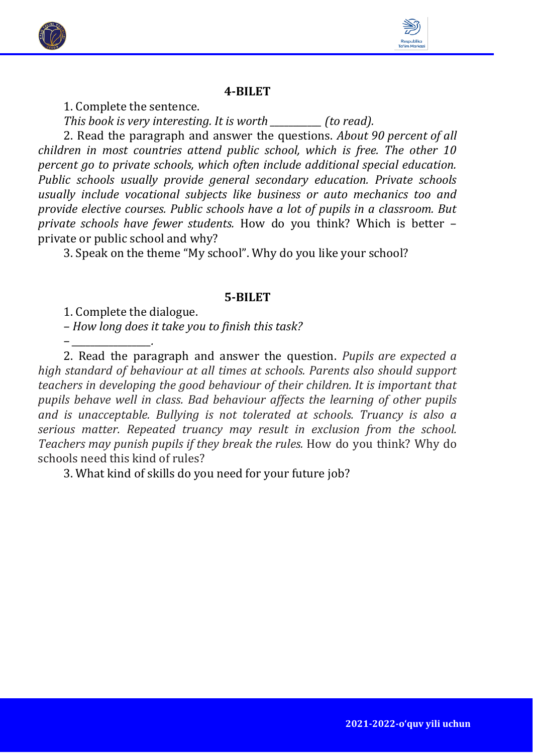## 4-BILET

1. Complete the sentence.

*This book is very interesting. It is worth __________ (to read).*

2. Read the paragraph and answer the questions. *About 90 percent of all children in most countries attend public school, which is free. The other 10 percent go to private schools, which often include additional special education. Public schools usually provide general secondary education. Private schools usually include vocational subjects like business or auto mechanics too and provide elective courses. Public schools have a lot of pupils in a classroom. But private schools have fewer students.* How do you think? Which is better – private or public school and why?

3. Speak on the theme "My school". Why do you like your school?

## 5-BILET

1. Complete the dialogue.

*– How long does it take you to finish this task?*

– ________________.

2. Read the paragraph and answer the question. *Pupils are expected a high standard of behaviour at all times at schools. Parents also should support teachers in developing the good behaviour of their children. It is important that pupils behave well in class. Bad behaviour affects the learning of other pupils and is unacceptable. Bullying is not tolerated at schools. Truancy is also a serious matter. Repeated truancy may result in exclusion from the school. Teachers may punish pupils if they break the rules.* How do you think? Why do schools need this kind of rules?

3. What kind of skills do you need for your future job?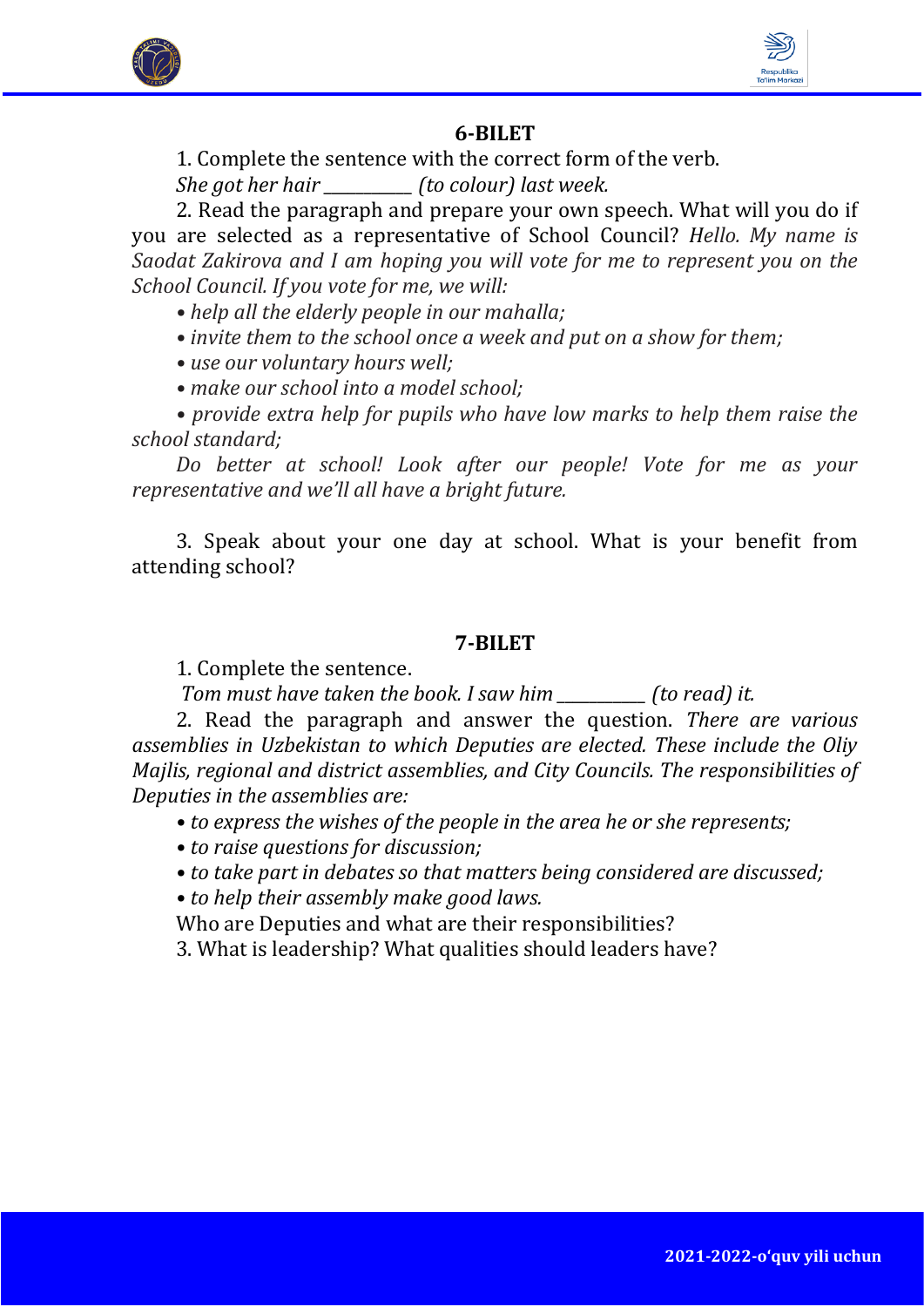## 6-BILET

1. Complete the sentence with the correct form of the verb.

*She got her hair __________ (to colour) last week.*

2. Read the paragraph and prepare your own speech. What will you do if you are selected as a representative of School Council? *Hello. My name is Saodat Zakirova and I am hoping you will vote for me to represent you on the School Council. If you vote for me, we will:*

- *help all the elderly people in our mahalla;*
- *invite them to the school once a week and put on a show for them;*
- *use our voluntary hours well;*
- *make our school into a model school;*
- *provide extra help for pupils who have low marks to help them raise the school standard;*

*Do better at school! Look after our people! Vote for me as your representative and we'll all have a bright future.*

3. Speak about your one day at school. What is your benefit from attending school?

## 7-BILET

1. Complete the sentence.

*Tom must have taken the book. I saw him __________ (to read) it.*

2. Read the paragraph and answer the question. *There are various assemblies in Uzbekistan to which Deputies are elected. These include the Oliy Majlis, regional and district assemblies, and City Councils. The responsibilities of Deputies in the assemblies are:*

- *to express the wishes of the people in the area he or she represents;*
- *to raise questions for discussion;*
- *to take part in debates so that matters being considered are discussed;*
- *to help their assembly make good laws.*

Who are Deputies and what are their responsibilities?

3. What is leadership? What qualities should leaders have?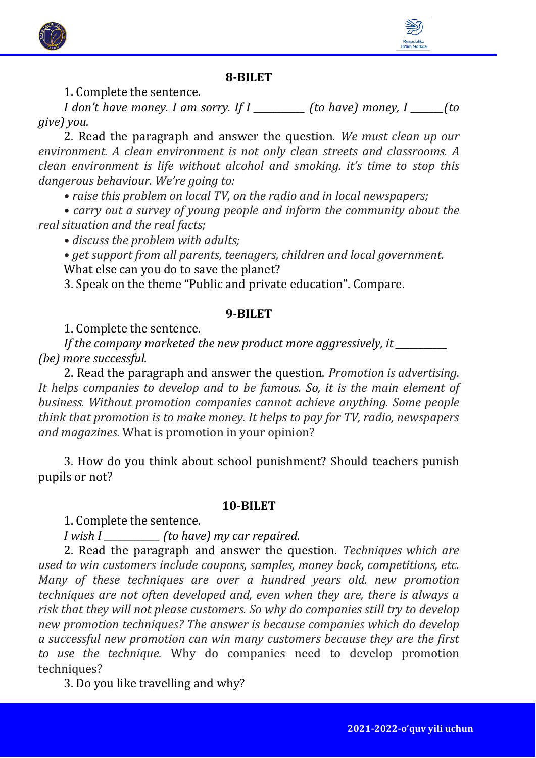## 8-BILET

1. Complete the sentence.

*I don't have money. I am sorry. If I __________ (to have) money, I ______(to give) you.*

2. Read the paragraph and answer the question. *We must clean up our environment. A clean environment is not only clean streets and classrooms. A clean environment is life without alcohol and smoking. it's time to stop this dangerous behaviour. We're going to:*

*• raise this problem on local TV, on the radio and in local newspapers;*

*• carry out a survey of young people and inform the community about the real situation and the real facts;*

*• discuss the problem with adults;*

*• get support from all parents, teenagers, children and local government.*

What else can you do to save the planet?

3. Speak on the theme "Public and private education". Compare.

## 9-BILET

1. Complete the sentence.

*If the company marketed the new product more aggressively, it __________ (be) more successful.*

2. Read the paragraph and answer the question. *Promotion is advertising. It helps companies to develop and to be famous.* So, it *is the main element of business. Without promotion companies cannot achieve anything. Some people think that promotion is to make money. It helps to pay for TV, radio, newspapers and magazines.* What is promotion in your opinion?

3. How do you think about school punishment? Should teachers punish pupils or not?

## 10-BILET

1. Complete the sentence.

*I wish I ___________ (to have) my car repaired.*

2. Read the paragraph and answer the question. *Techniques which are used to win customers include coupons, samples, money back, competitions, etc. Many of these techniques are over a hundred years old. new promotion techniques are not often developed and, even when they are, there is always a risk that they will not please customers. So why do companies still try to develop new promotion techniques? The answer is because companies which do develop a successful new promotion can win many customers because they are the first to use the technique.* Why do companies need to develop promotion techniques?

3. Do you like travelling and why?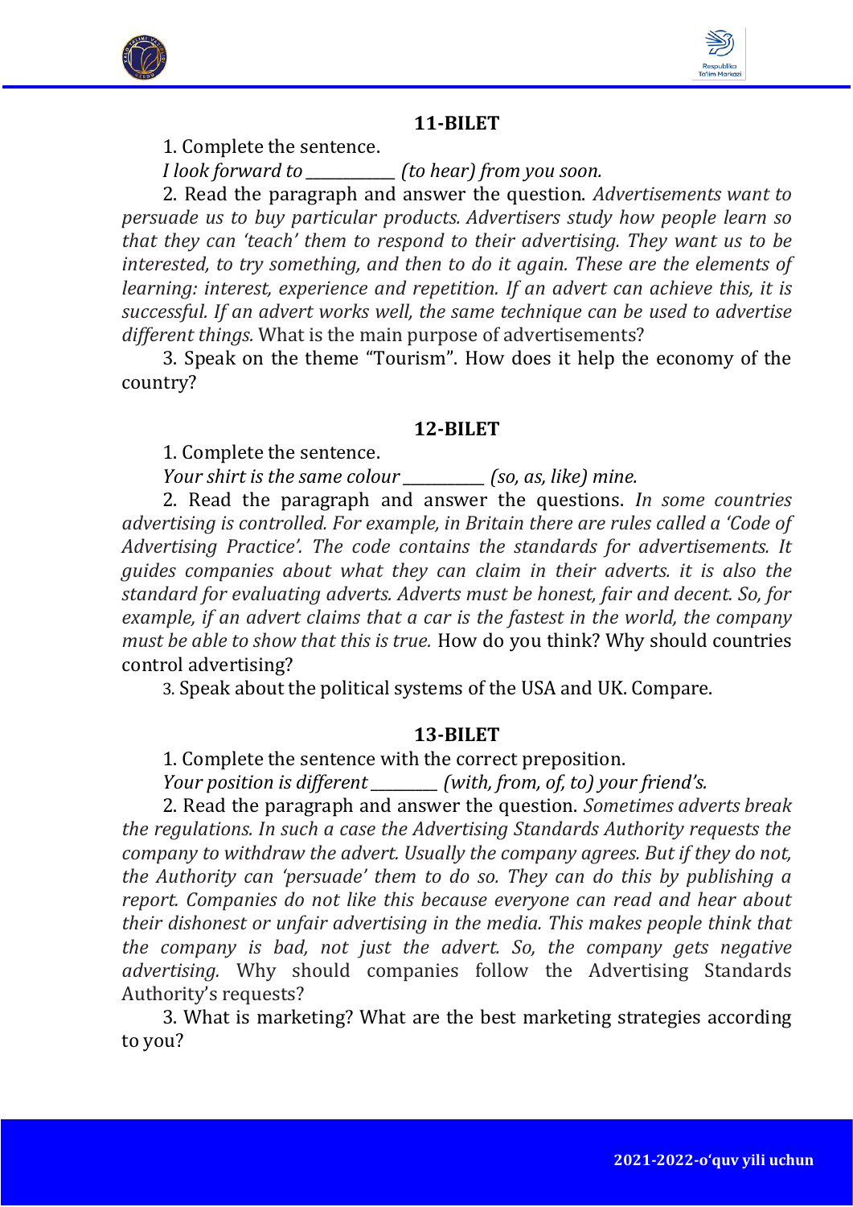## 11-BILET

1. Complete the sentence.

*I look forward to ___________ (to hear) from you soon.*

2. Read the paragraph and answer the question. *Advertisements want to persuade us to buy particular products. Advertisers study how people learn so that they can 'teach' them to respond to their advertising. They want us to be interested, to try something, and then to do it again. These are the elements of learning: interest, experience and repetition. If an advert can achieve this, it is successful. If an advert works well, the same technique can be used to advertise different things.* What is the main purpose of advertisements?

3. Speak on the theme "Tourism". How does it help the economy of the country?

## 12-BILET

1. Complete the sentence.

*Your shirt is the same colour __________ (so, as, like) mine.*

2. Read the paragraph and answer the questions. *In some countries advertising is controlled. For example, in Britain there are rules called a 'Code of Advertising Practice'. The code contains the standards for advertisements. It guides companies about what they can claim in their adverts. it is also the standard for evaluating adverts. Adverts must be honest, fair and decent. So, for example, if an advert claims that a car is the fastest in the world, the company must be able to show that this is true.* How do you think? Why should countries control advertising?

3. Speak about the political systems of the USA and UK. Compare.

## 13-BILET

1. Complete the sentence with the correct preposition.

*Your position is different ________ (with, from, of, to) your friend's.*

2. Read the paragraph and answer the question. *Sometimes adverts break the regulations. In such a case the Advertising Standards Authority requests the company to withdraw the advert. Usually the company agrees. But if they do not, the Authority can 'persuade' them to do so. They can do this by publishing a report. Companies do not like this because everyone can read and hear about their dishonest or unfair advertising in the media. This makes people think that the company is bad, not just the advert. So, the company gets negative advertising.* Why should companies follow the Advertising Standards Authority's requests?

3. What is marketing? What are the best marketing strategies according to you?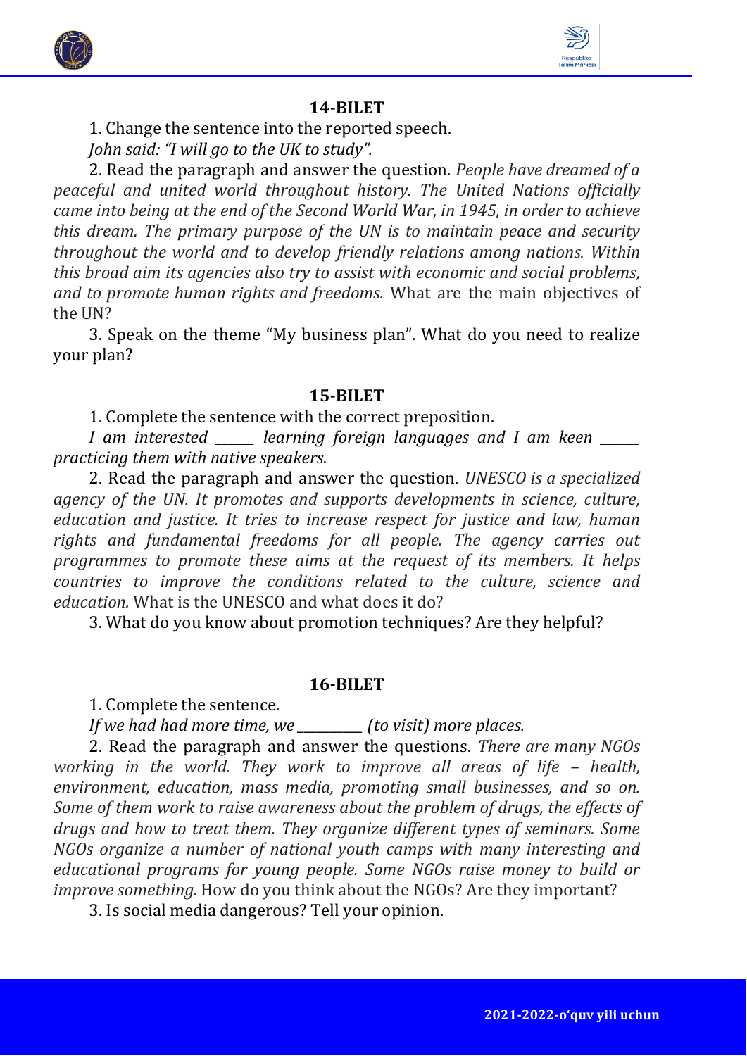## 14-BILET

1. Change the sentence into the reported speech.

*John said: "I will go to the UK to study".*

2. Read the paragraph and answer the question. *People have dreamed of a peaceful and united world throughout history. The United Nations officially came into being at the end of the Second World War, in 1945, in order to achieve this dream. The primary purpose of the UN is to maintain peace and security throughout the world and to develop friendly relations among nations. Within this broad aim its agencies also try to assist with economic and social problems, and to promote human rights and freedoms.* What are the main objectives of the UN?

3. Speak on the theme "My business plan". What do you need to realize your plan?

## 15-BILET

1. Complete the sentence with the correct preposition.

*I am interested ______ learning foreign languages and I am keen ______ practicing them with native speakers.*

2. Read the paragraph and answer the question. *UNESCO is a specialized agency of the UN. It promotes and supports developments in science, culture, education and justice. It tries to increase respect for justice and law, human rights and fundamental freedoms for all people. The agency carries out programmes to promote these aims at the request of its members. It helps countries to improve the conditions related to the culture, science and education.* What is the UNESCO and what does it do?

3. What do you know about promotion techniques? Are they helpful?

## 16-BILET

1. Complete the sentence.

*If we had had more time, we __________ (to visit) more places.*

2. Read the paragraph and answer the questions. *There are many NGOs working in the world. They work to improve all areas of life – health, environment, education, mass media, promoting small businesses, and so on. Some of them work to raise awareness about the problem of drugs, the effects of drugs and how to treat them. They organize different types of seminars. Some NGOs organize a number of national youth camps with many interesting and educational programs for young people. Some NGOs raise money to build or improve something.* How do you think about the NGOs? Are they important?

3. Is social media dangerous? Tell your opinion.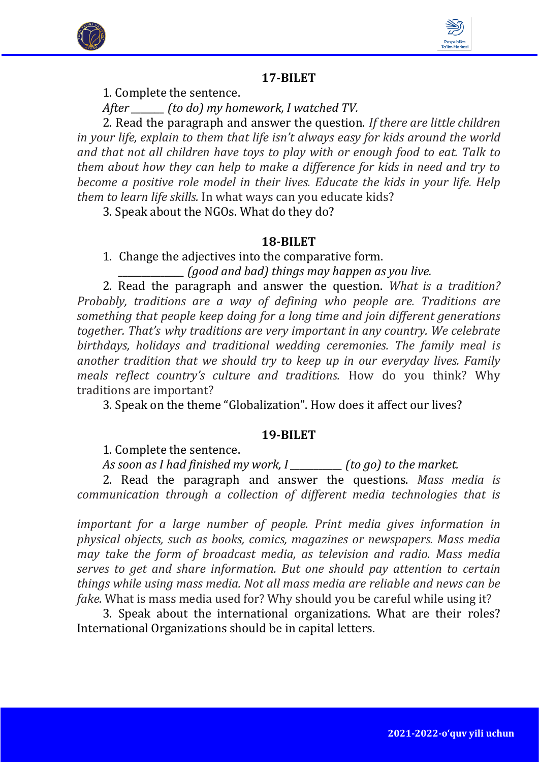## 17-BILET

1. Complete the sentence.

*After ______ (to do) my homework, I watched TV.*

2. Read the paragraph and answer the question. *If there are little children in your life, explain to them that life isn't always easy for kids around the world and that not all children have toys to play with or enough food to eat. Talk to them about how they can help to make a difference for kids in need and try to become a positive role model in their lives. Educate the kids in your life. Help them to learn life skills.* In what ways can you educate kids?

3. Speak about the NGOs. What do they do?

## 18-BILET

1. Change the adjectives into the comparative form.

_____________ *(good and bad) things may happen as you live.*

2. Read the paragraph and answer the question. *What is a tradition? Probably, traditions are a way of defining who people are. Traditions are something that people keep doing for a long time and join different generations together. That's why traditions are very important in any country. We celebrate birthdays, holidays and traditional wedding ceremonies. The family meal is another tradition that we should try to keep up in our everyday lives. Family meals reflect country's culture and traditions.* How do you think? Why traditions are important?

3. Speak on the theme "Globalization". How does it affect our lives?

## 19-BILET

1. Complete the sentence.

*As soon as I had finished my work, I __________ (to go) to the market.*

2. Read the paragraph and answer the questions. *Mass media is communication through a collection of different media technologies that is important for a large number of people. Print media gives information in physical objects, such as books, comics, magazines or newspapers. Mass media may take the form of broadcast media, as television and radio. Mass media serves to get and share information. But one should pay attention to certain things while using mass media. Not all mass media are reliable and news can be fake.* What is mass media used for? Why should you be careful while using it?

3. Speak about the international organizations. What are their roles? International Organizations should be in capital letters.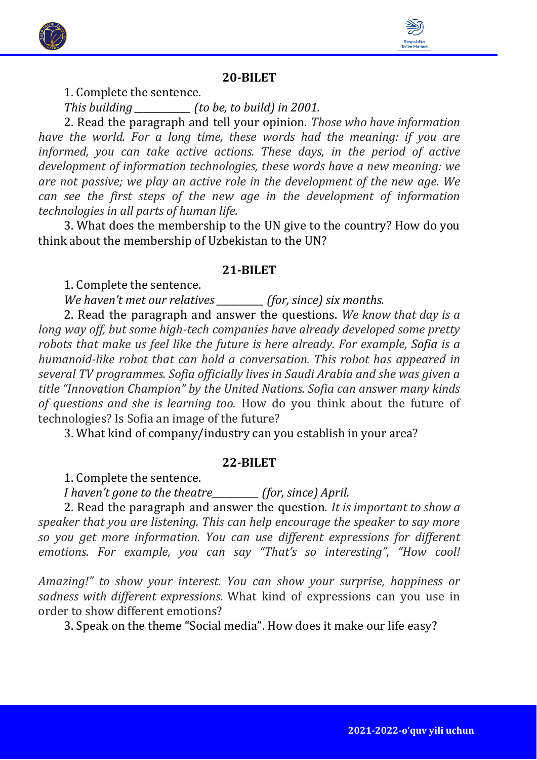## 20-BILET

1. Complete the sentence.

*This building \_\_\_\_\_\_\_\_\_\_\_ (to be, to build) in 2001.*

2. Read the paragraph and tell your opinion. *Those who have information have the world. For a long time, these words had the meaning: if you are informed, you can take active actions. These days, in the period of active development of information technologies, these words have a new meaning: we are not passive; we play an active role in the development of the new age. We can see the first steps of the new age in the development of information technologies in all parts of human life.*

3. What does the membership to the UN give to the country? How do you think about the membership of Uzbekistan to the UN?

## 21-BILET

1. Complete the sentence.

*We haven't met our relatives \_\_\_\_\_\_\_\_\_ (for, since) six months.*

2. Read the paragraph and answer the questions. *We know that day is a long way off, but some high-tech companies have already developed some pretty robots that make us feel like the future is here already. For example,* Sofia *is a humanoid-like robot that can hold a conversation. This robot has appeared in several TV programmes. Sofia officially lives in Saudi Arabia and she was given a title "Innovation Champion" by the United Nations. Sofia can answer many kinds of questions and she is learning too.* How do you think about the future of technologies? Is Sofia an image of the future?

3. What kind of company/industry can you establish in your area?

## 22-BILET

1. Complete the sentence.

*I haven't gone to the theatre\_\_\_\_\_\_\_\_\_ (for, since) April.*

2. Read the paragraph and answer the question. *It is important to show a speaker that you are listening. This can help encourage the speaker to say more so you get more information. You can use different expressions for different emotions. For example, you can say "That's so interesting", "How cool! Amazing!" to show your interest. You can show your surprise, happiness or sadness with different expressions.* What kind of expressions can you use in order to show different emotions?

3. Speak on the theme "Social media". How does it make our life easy?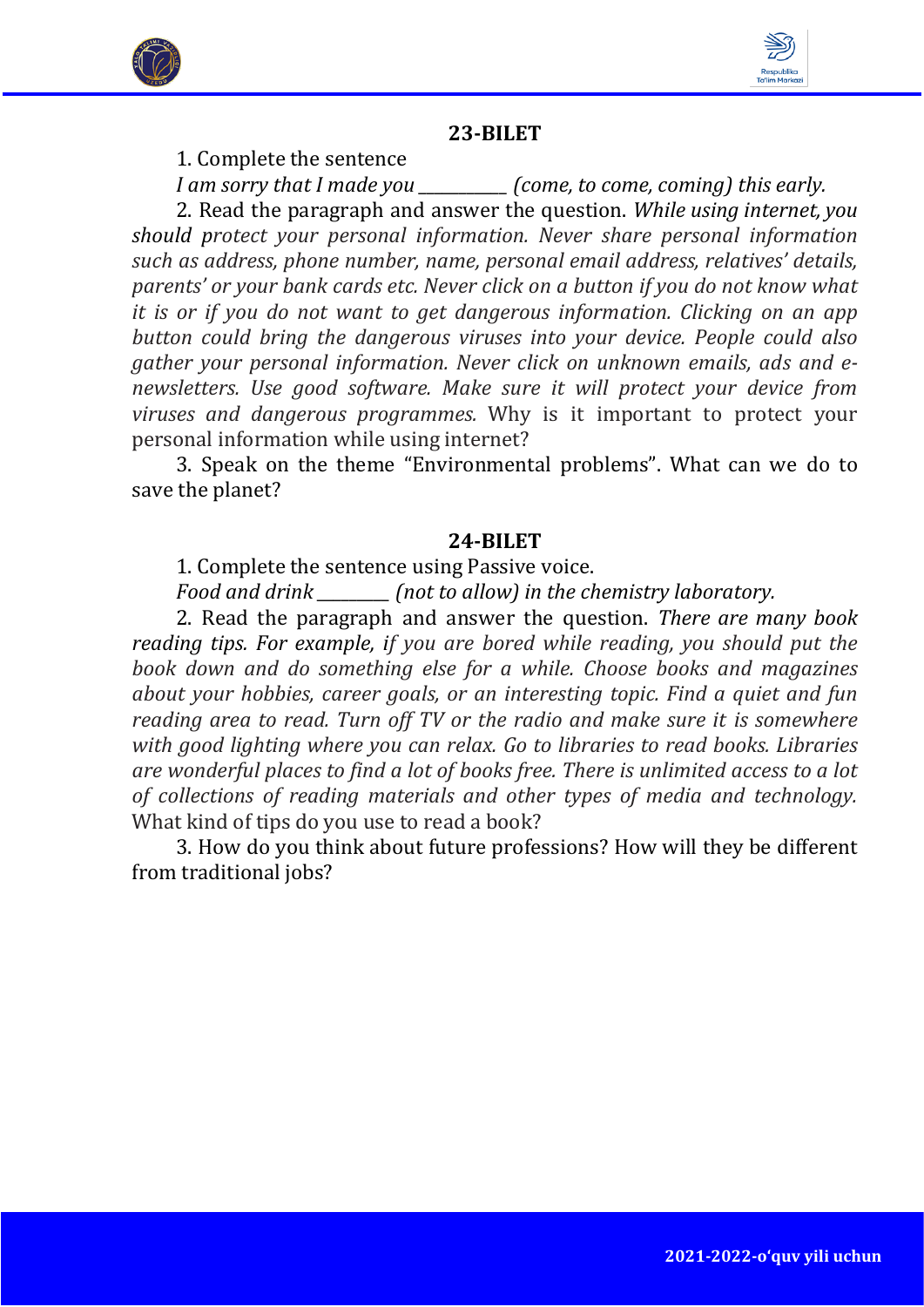## 23-BILET

1. Complete the sentence

*I am sorry that I made you __________ (come, to come, coming) this early.*

2. Read the paragraph and answer the question. *While using internet, you should protect your personal information. Never share personal information such as address, phone number, name, personal email address, relatives' details, parents' or your bank cards etc. Never click on a button if you do not know what it is or if you do not want to get dangerous information. Clicking on an app button could bring the dangerous viruses into your device. People could also gather your personal information. Never click on unknown emails, ads and e-newsletters. Use good software. Make sure it will protect your device from viruses and dangerous programmes.* Why is it important to protect your personal information while using internet?

3. Speak on the theme "Environmental problems". What can we do to save the planet?

## 24-BILET

1. Complete the sentence using Passive voice.

*Food and drink ________ (not to allow) in the chemistry laboratory.*

2. Read the paragraph and answer the question. *There are many book reading tips. For example, if you are bored while reading, you should put the book down and do something else for a while. Choose books and magazines about your hobbies, career goals, or an interesting topic. Find a quiet and fun reading area to read. Turn off TV or the radio and make sure it is somewhere with good lighting where you can relax. Go to libraries to read books. Libraries are wonderful places to find a lot of books free. There is unlimited access to a lot of collections of reading materials and other types of media and technology.* What kind of tips do you use to read a book?

3. How do you think about future professions? How will they be different from traditional jobs?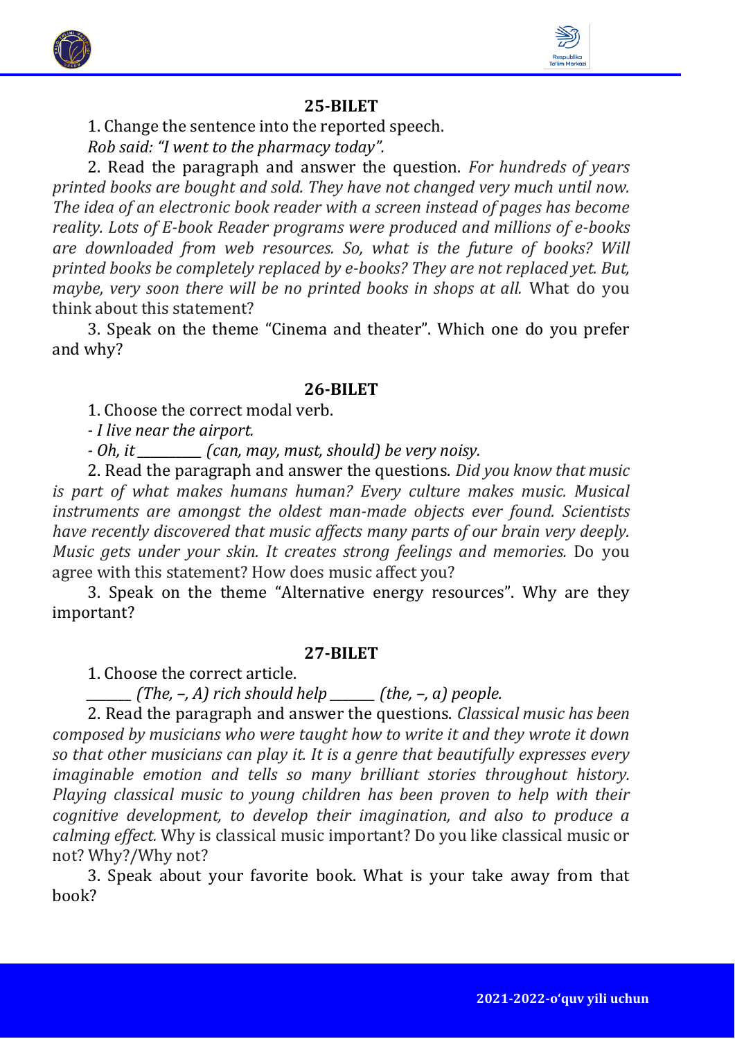## 25-BILET

1. Change the sentence into the reported speech.

*Rob said: "I went to the pharmacy today".*

2. Read the paragraph and answer the question. *For hundreds of years printed books are bought and sold. They have not changed very much until now. The idea of an electronic book reader with a screen instead of pages has become reality. Lots of E-book Reader programs were produced and millions of e-books are downloaded from web resources. So, what is the future of books? Will printed books be completely replaced by e-books? They are not replaced yet. But, maybe, very soon there will be no printed books in shops at all.* What do you think about this statement?

3. Speak on the theme "Cinema and theater". Which one do you prefer and why?

## 26-BILET

1. Choose the correct modal verb.

*- I live near the airport.*

*- Oh, it _________ (can, may, must, should) be very noisy.*

2. Read the paragraph and answer the questions. *Did you know that music is part of what makes humans human? Every culture makes music. Musical instruments are amongst the oldest man-made objects ever found. Scientists have recently discovered that music affects many parts of our brain very deeply. Music gets under your skin. It creates strong feelings and memories.* Do you agree with this statement? How does music affect you?

3. Speak on the theme "Alternative energy resources". Why are they important?

## 27-BILET

1. Choose the correct article.

*_______ (The, –, A) rich should help _______ (the, –, a) people.*

2. Read the paragraph and answer the questions. *Classical music has been composed by musicians who were taught how to write it and they wrote it down so that other musicians can play it. It is a genre that beautifully expresses every imaginable emotion and tells so many brilliant stories throughout history. Playing classical music to young children has been proven to help with their cognitive development, to develop their imagination, and also to produce a calming effect.* Why is classical music important? Do you like classical music or not? Why?/Why not?

3. Speak about your favorite book. What is your take away from that book?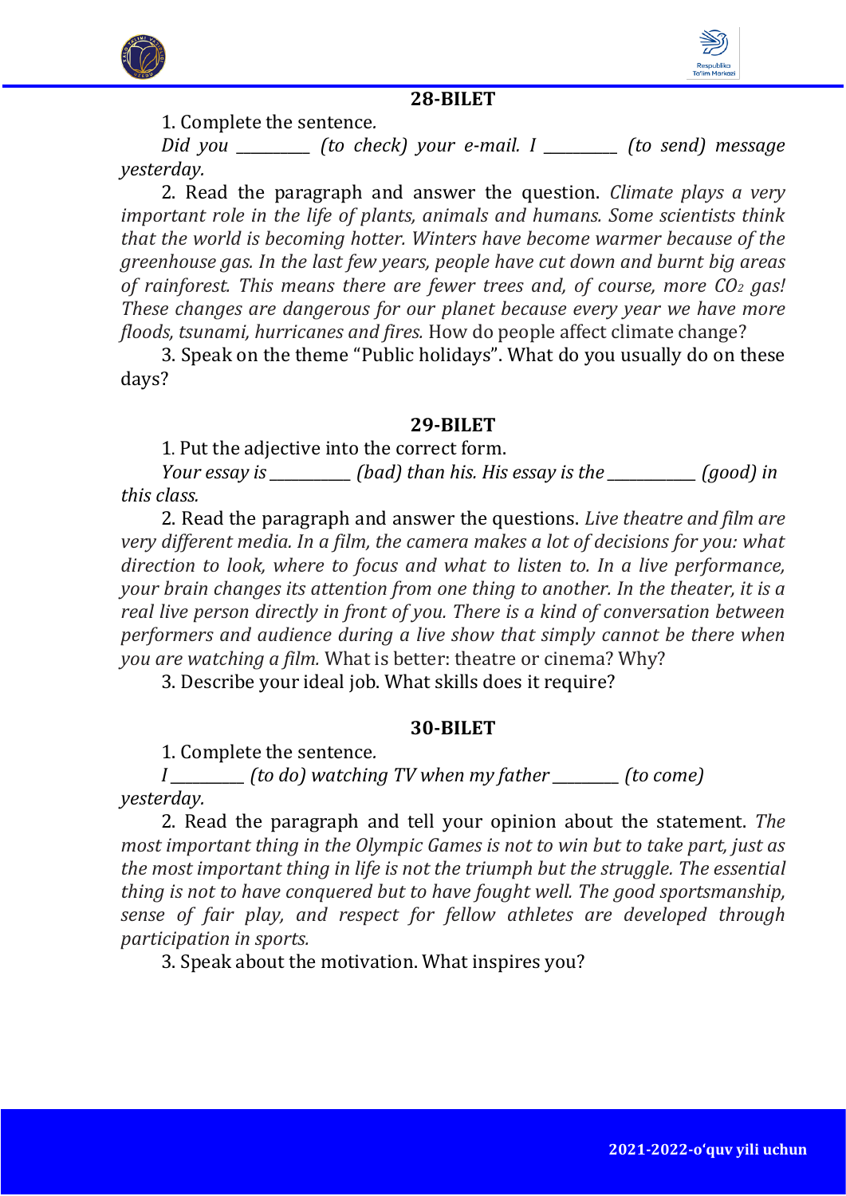## 28-BILET

1. Complete the sentence.

*Did you _________ (to check) your e-mail. I _________ (to send) message yesterday.*

2. Read the paragraph and answer the question. *Climate plays a very important role in the life of plants, animals and humans. Some scientists think that the world is becoming hotter. Winters have become warmer because of the greenhouse gas. In the last few years, people have cut down and burnt big areas of rainforest. This means there are fewer trees and, of course, more $CO_2$ gas! These changes are dangerous for our planet because every year we have more floods, tsunami, hurricanes and fires.* How do people affect climate change?

3. Speak on the theme "Public holidays". What do you usually do on these days?

## 29-BILET

1. Put the adjective into the correct form.

*Your essay is __________ (bad) than his. His essay is the ___________ (good) in this class.*

2. Read the paragraph and answer the questions. *Live theatre and film are very different media. In a film, the camera makes a lot of decisions for you: what direction to look, where to focus and what to listen to. In a live performance, your brain changes its attention from one thing to another. In the theater, it is a real live person directly in front of you. There is a kind of conversation between performers and audience during a live show that simply cannot be there when you are watching a film.* What is better: theatre or cinema? Why?

3. Describe your ideal job. What skills does it require?

## 30-BILET

1. Complete the sentence.

*I _________ (to do) watching TV when my father ________ (to come) yesterday.*

2. Read the paragraph and tell your opinion about the statement. *The most important thing in the Olympic Games is not to win but to take part, just as the most important thing in life is not the triumph but the struggle. The essential thing is not to have conquered but to have fought well. The good sportsmanship, sense of fair play, and respect for fellow athletes are developed through participation in sports.*

3. Speak about the motivation. What inspires you?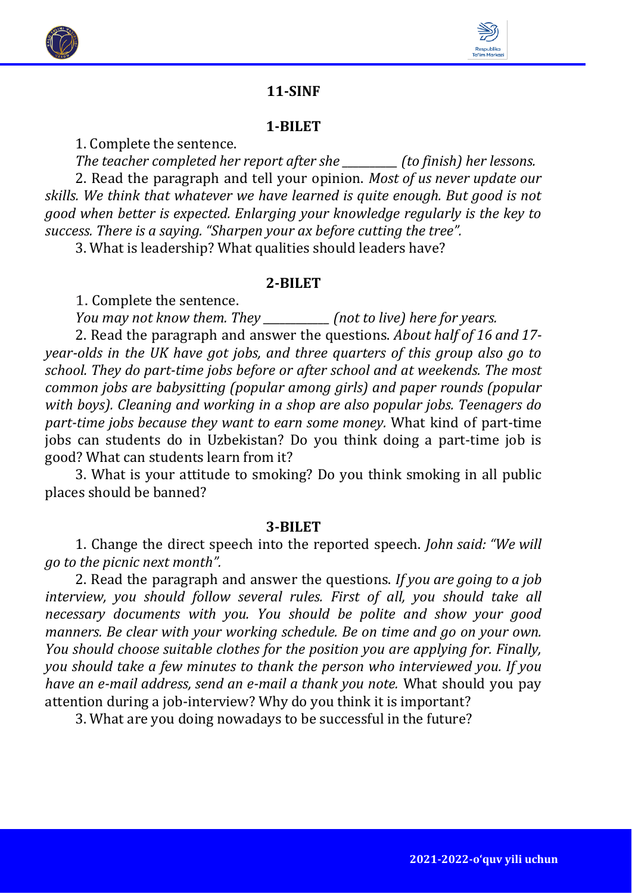## 11-SINF

### 1-BILET

1. Complete the sentence.

*The teacher completed her report after she __________ (to finish) her lessons.*

2. Read the paragraph and tell your opinion. *Most of us never update our skills. We think that whatever we have learned is quite enough. But good is not good when better is expected. Enlarging your knowledge regularly is the key to success. There is a saying. "Sharpen your ax before cutting the tree".*

3. What is leadership? What qualities should leaders have?

### 2-BILET

1. Complete the sentence.

*You may not know them. They ____________ (not to live) here for years.*

2. Read the paragraph and answer the questions. *About half of 16 and 17-year-olds in the UK have got jobs, and three quarters of this group also go to school. They do part-time jobs before or after school and at weekends. The most common jobs are babysitting (popular among girls) and paper rounds (popular with boys). Cleaning and working in a shop are also popular jobs. Teenagers do part-time jobs because they want to earn some money.* What kind of part-time jobs can students do in Uzbekistan? Do you think doing a part-time job is good? What can students learn from it?

3. What is your attitude to smoking? Do you think smoking in all public places should be banned?

### 3-BILET

1. Change the direct speech into the reported speech. *John said: "We will go to the picnic next month".*

2. Read the paragraph and answer the questions. *If you are going to a job interview, you should follow several rules. First of all, you should take all necessary documents with you. You should be polite and show your good manners. Be clear with your working schedule. Be on time and go on your own. You should choose suitable clothes for the position you are applying for. Finally, you should take a few minutes to thank the person who interviewed you. If you have an e-mail address, send an e-mail a thank you note.* What should you pay attention during a job-interview? Why do you think it is important?

3. What are you doing nowadays to be successful in the future?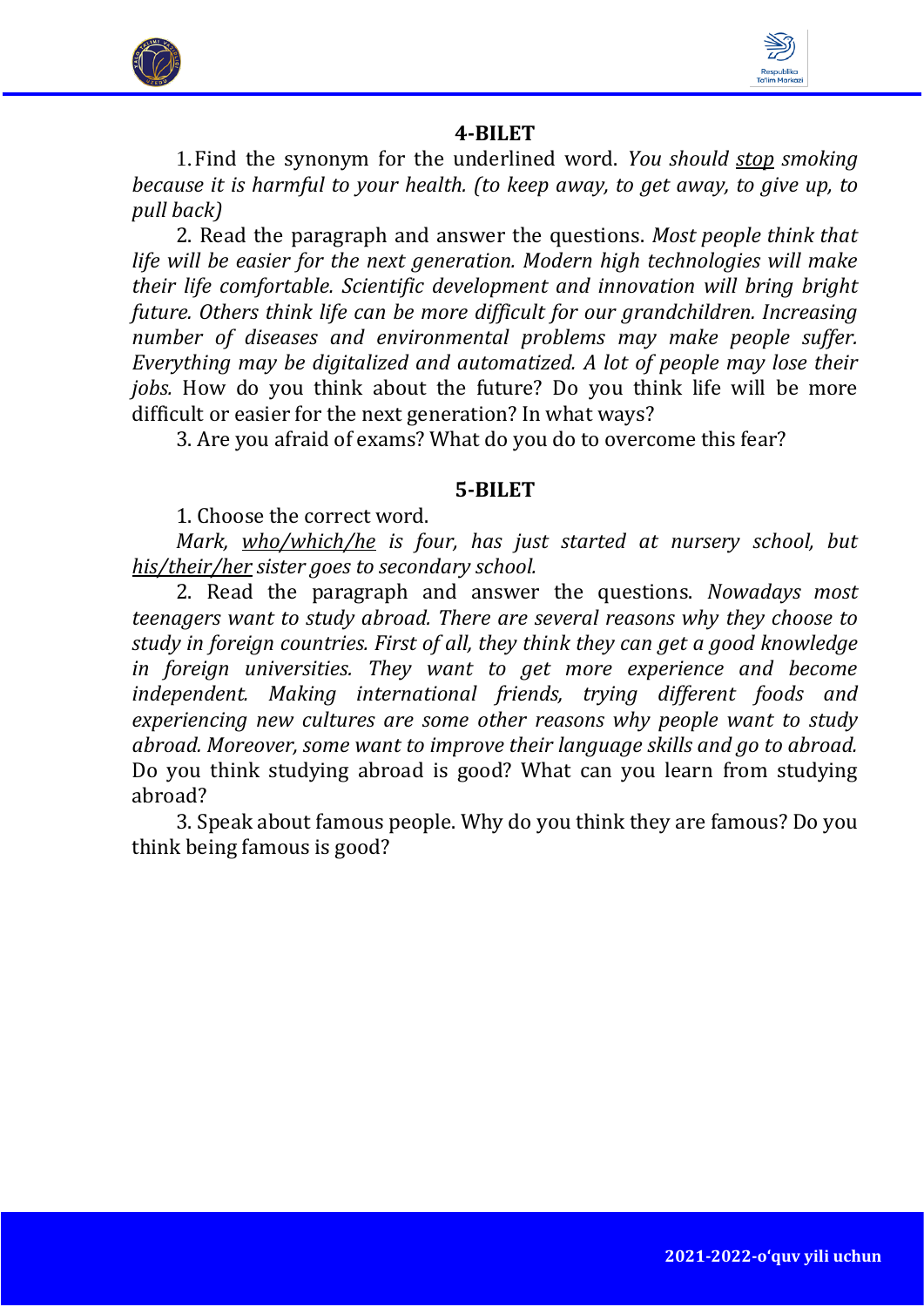## 4-BILET

1. Find the synonym for the underlined word. *You should stop smoking because it is harmful to your health. (to keep away, to get away, to give up, to pull back)*

2. Read the paragraph and answer the questions. *Most people think that life will be easier for the next generation. Modern high technologies will make their life comfortable. Scientific development and innovation will bring bright future. Others think life can be more difficult for our grandchildren. Increasing number of diseases and environmental problems may make people suffer. Everything may be digitalized and automatized. A lot of people may lose their jobs.* How do you think about the future? Do you think life will be more difficult or easier for the next generation? In what ways?

3. Are you afraid of exams? What do you do to overcome this fear?

## 5-BILET

1. Choose the correct word.

*Mark, who/which/he is four, has just started at nursery school, but his/their/her sister goes to secondary school.*

2. Read the paragraph and answer the questions. *Nowadays most teenagers want to study abroad. There are several reasons why they choose to study in foreign countries. First of all, they think they can get a good knowledge in foreign universities. They want to get more experience and become independent. Making international friends, trying different foods and experiencing new cultures are some other reasons why people want to study abroad. Moreover, some want to improve their language skills and go to abroad.* Do you think studying abroad is good? What can you learn from studying abroad?

3. Speak about famous people. Why do you think they are famous? Do you think being famous is good?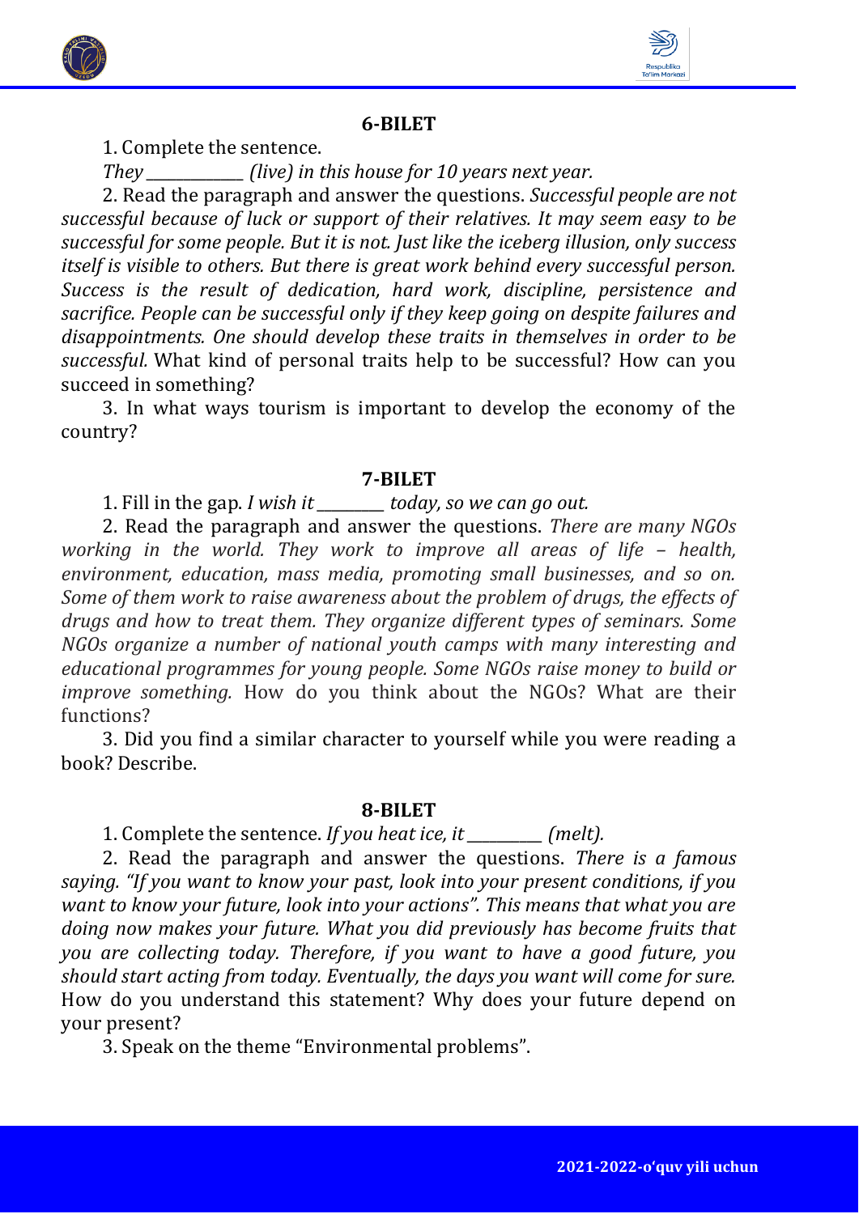## 6-BILET

1. Complete the sentence.
*They ____________ (live) in this house for 10 years next year.*

2. Read the paragraph and answer the questions. *Successful people are not successful because of luck or support of their relatives. It may seem easy to be successful for some people. But it is not. Just like the iceberg illusion, only success itself is visible to others. But there is great work behind every successful person. Success is the result of dedication, hard work, discipline, persistence and sacrifice. People can be successful only if they keep going on despite failures and disappointments. One should develop these traits in themselves in order to be successful.* What kind of personal traits help to be successful? How can you succeed in something?

3. In what ways tourism is important to develop the economy of the country?

## 7-BILET

1. Fill in the gap. *I wish it ________ today, so we can go out.*

2. Read the paragraph and answer the questions. *There are many NGOs working in the world. They work to improve all areas of life – health, environment, education, mass media, promoting small businesses, and so on. Some of them work to raise awareness about the problem of drugs, the effects of drugs and how to treat them. They organize different types of seminars. Some NGOs organize a number of national youth camps with many interesting and educational programmes for young people. Some NGOs raise money to build or improve something.* How do you think about the NGOs? What are their functions?

3. Did you find a similar character to yourself while you were reading a book? Describe.

## 8-BILET

1. Complete the sentence. *If you heat ice, it _________ (melt).*

2. Read the paragraph and answer the questions. *There is a famous saying. "If you want to know your past, look into your present conditions, if you want to know your future, look into your actions". This means that what you are doing now makes your future. What you did previously has become fruits that you are collecting today. Therefore, if you want to have a good future, you should start acting from today. Eventually, the days you want will come for sure.* How do you understand this statement? Why does your future depend on your present?

3. Speak on the theme "Environmental problems".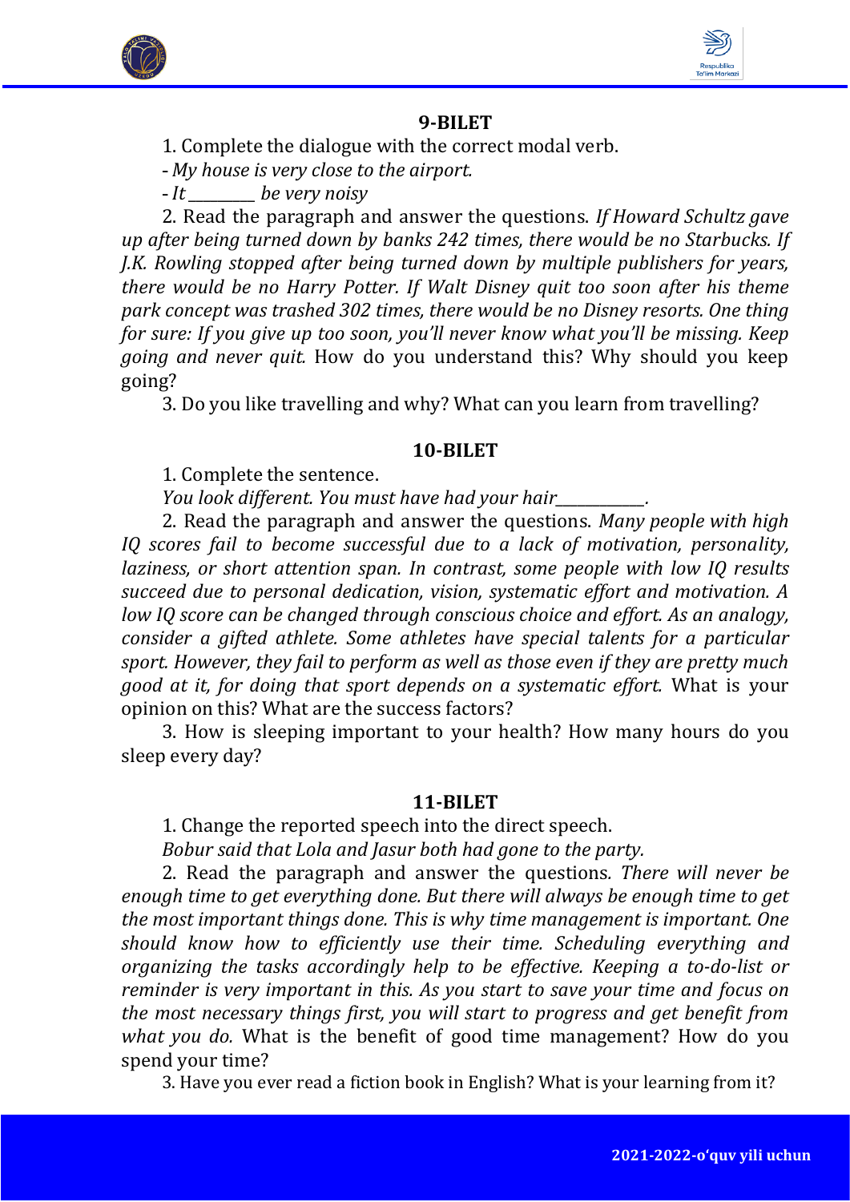## 9-BILET

1. Complete the dialogue with the correct modal verb.

- *My house is very close to the airport.*

- *It _________ be very noisy*

2. Read the paragraph and answer the questions. *If Howard Schultz gave up after being turned down by banks 242 times, there would be no Starbucks. If J.K. Rowling stopped after being turned down by multiple publishers for years, there would be no Harry Potter. If Walt Disney quit too soon after his theme park concept was trashed 302 times, there would be no Disney resorts. One thing for sure: If you give up too soon, you'll never know what you'll be missing. Keep going and never quit.* How do you understand this? Why should you keep going?

3. Do you like travelling and why? What can you learn from travelling?

## 10-BILET

1. Complete the sentence.

*You look different. You must have had your hair____________.*

2. Read the paragraph and answer the questions. *Many people with high IQ scores fail to become successful due to a lack of motivation, personality, laziness, or short attention span. In contrast, some people with low IQ results succeed due to personal dedication, vision, systematic effort and motivation. A low IQ score can be changed through conscious choice and effort. As an analogy, consider a gifted athlete. Some athletes have special talents for a particular sport. However, they fail to perform as well as those even if they are pretty much good at it, for doing that sport depends on a systematic effort.* What is your opinion on this? What are the success factors?

3. How is sleeping important to your health? How many hours do you sleep every day?

## 11-BILET

1. Change the reported speech into the direct speech.

*Bobur said that Lola and Jasur both had gone to the party.*

2. Read the paragraph and answer the questions*. There will never be enough time to get everything done. But there will always be enough time to get the most important things done. This is why time management is important. One should know how to efficiently use their time. Scheduling everything and organizing the tasks accordingly help to be effective. Keeping a to-do-list or reminder is very important in this. As you start to save your time and focus on the most necessary things first, you will start to progress and get benefit from what you do.* What is the benefit of good time management? How do you spend your time?

3. Have you ever read a fiction book in English? What is your learning from it?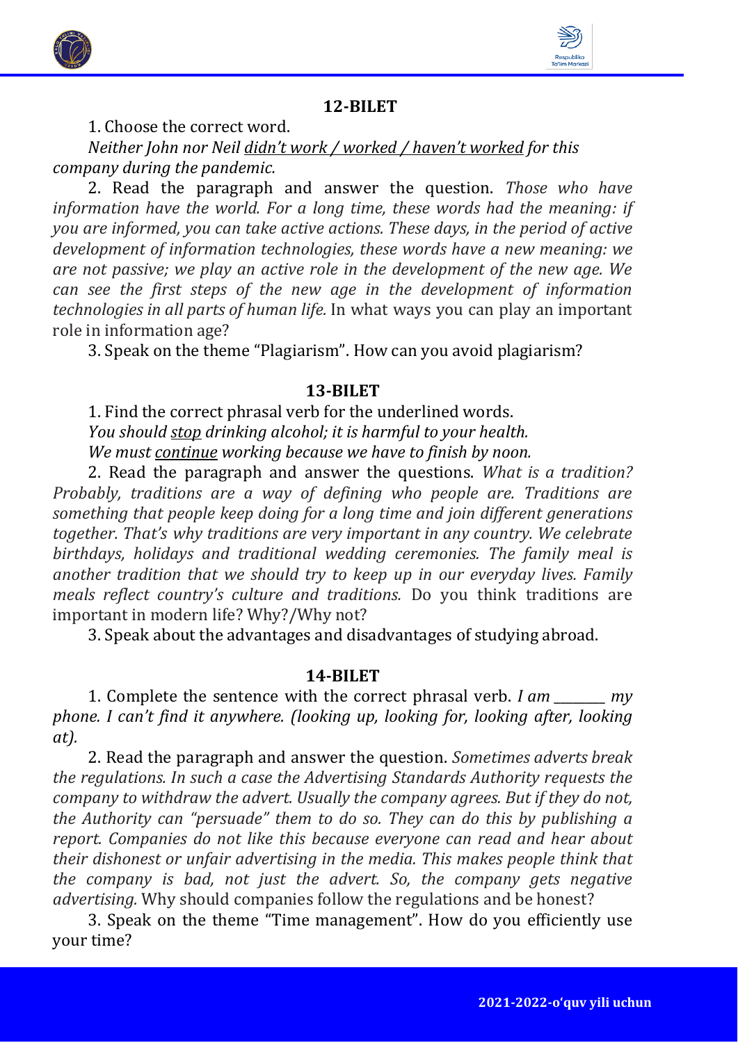## 12-BILET

1. Choose the correct word.

*Neither John nor Neil didn't work / worked / haven't worked for this company during the pandemic.*

2. Read the paragraph and answer the question. *Those who have information have the world. For a long time, these words had the meaning: if you are informed, you can take active actions. These days, in the period of active development of information technologies, these words have a new meaning: we are not passive; we play an active role in the development of the new age. We can see the first steps of the new age in the development of information technologies in all parts of human life.* In what ways you can play an important role in information age?

3. Speak on the theme "Plagiarism". How can you avoid plagiarism?

## 13-BILET

1. Find the correct phrasal verb for the underlined words.

*You should stop drinking alcohol; it is harmful to your health.*

*We must continue working because we have to finish by noon.*

2. Read the paragraph and answer the questions. *What is a tradition? Probably, traditions are a way of defining who people are. Traditions are something that people keep doing for a long time and join different generations together. That's why traditions are very important in any country. We celebrate birthdays, holidays and traditional wedding ceremonies. The family meal is another tradition that we should try to keep up in our everyday lives. Family meals reflect country's culture and traditions.* Do you think traditions are important in modern life? Why?/Why not?

3. Speak about the advantages and disadvantages of studying abroad.

## 14-BILET

1. Complete the sentence with the correct phrasal verb. *I am ________ my phone. I can't find it anywhere. (looking up, looking for, looking after, looking at).*

2. Read the paragraph and answer the question. *Sometimes adverts break the regulations. In such a case the Advertising Standards Authority requests the company to withdraw the advert. Usually the company agrees. But if they do not, the Authority can "persuade" them to do so. They can do this by publishing a report. Companies do not like this because everyone can read and hear about their dishonest or unfair advertising in the media. This makes people think that the company is bad, not just the advert. So, the company gets negative advertising.* Why should companies follow the regulations and be honest?

3. Speak on the theme "Time management". How do you efficiently use your time?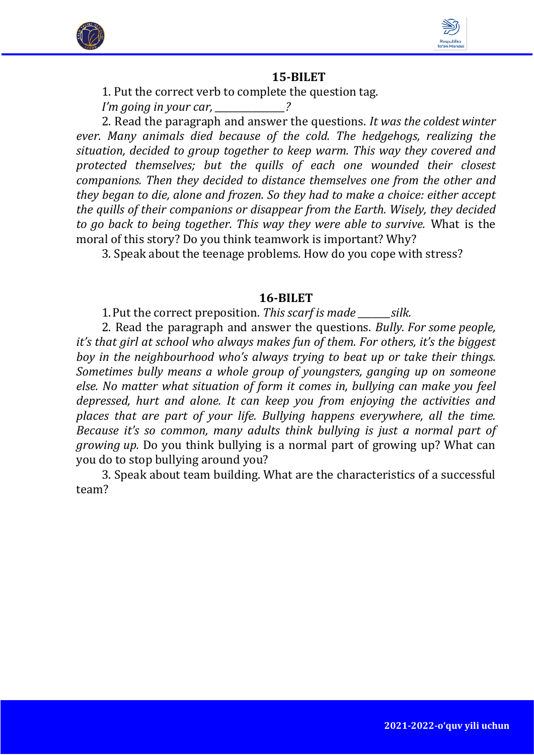## 15-BILET

1. Put the correct verb to complete the question tag.
*I'm going in your car, ______________?*

2. Read the paragraph and answer the questions. *It was the coldest winter ever. Many animals died because of the cold. The hedgehogs, realizing the situation, decided to group together to keep warm. This way they covered and protected themselves; but the quills of each one wounded their closest companions. Then they decided to distance themselves one from the other and they began to die, alone and frozen. So they had to make a choice: either accept the quills of their companions or disappear from the Earth. Wisely, they decided to go back to being together. This way they were able to survive.* What is the moral of this story? Do you think teamwork is important? Why?

3. Speak about the teenage problems. How do you cope with stress?

## 16-BILET

1. Put the correct preposition. *This scarf is made _______silk.*

2. Read the paragraph and answer the questions. *Bully. For some people, it's that girl at school who always makes fun of them. For others, it's the biggest boy in the neighbourhood who's always trying to beat up or take their things. Sometimes bully means a whole group of youngsters, ganging up on someone else. No matter what situation of form it comes in, bullying can make you feel depressed, hurt and alone. It can keep you from enjoying the activities and places that are part of your life. Bullying happens everywhere, all the time. Because it's so common, many adults think bullying is just a normal part of growing up.* Do you think bullying is a normal part of growing up? What can you do to stop bullying around you?

3. Speak about team building. What are the characteristics of a successful team?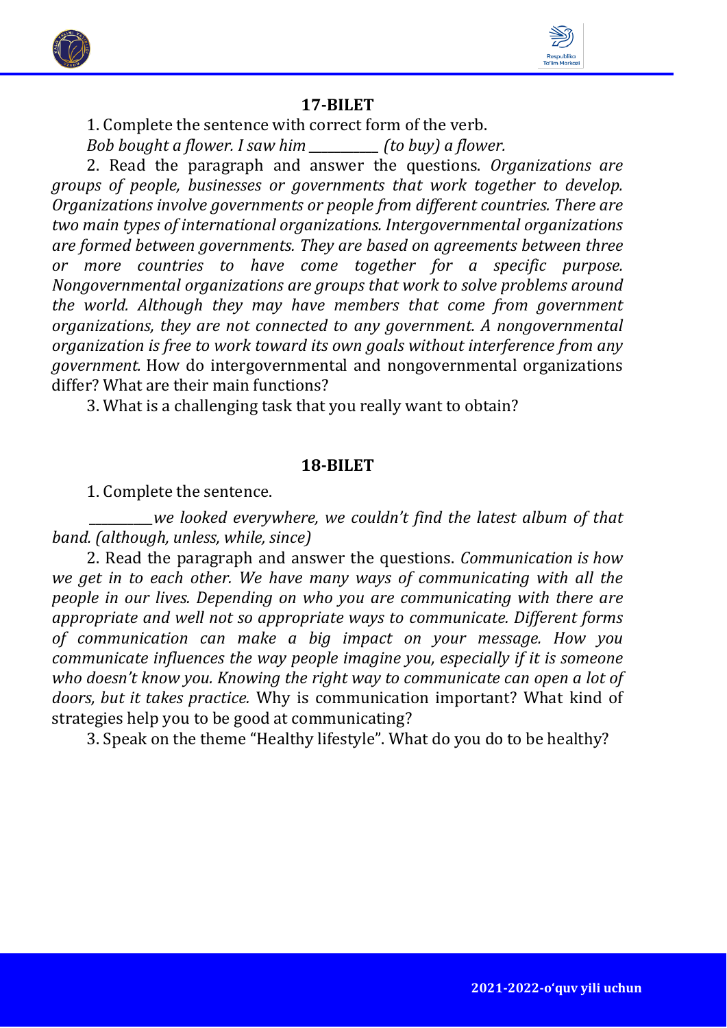## 17-BILET

1. Complete the sentence with correct form of the verb.

*Bob bought a flower. I saw him __________ (to buy) a flower.*

2. Read the paragraph and answer the questions. *Organizations are groups of people, businesses or governments that work together to develop. Organizations involve governments or people from different countries. There are two main types of international organizations. Intergovernmental organizations are formed between governments. They are based on agreements between three or more countries to have come together for a specific purpose. Nongovernmental organizations are groups that work to solve problems around the world. Although they may have members that come from government organizations, they are not connected to any government. A nongovernmental organization is free to work toward its own goals without interference from any government.* How do intergovernmental and nongovernmental organizations differ? What are their main functions?

3. What is a challenging task that you really want to obtain?

## 18-BILET

1. Complete the sentence.

*_________we looked everywhere, we couldn't find the latest album of that band. (although, unless, while, since)*

2. Read the paragraph and answer the questions. *Communication is how we get in to each other. We have many ways of communicating with all the people in our lives. Depending on who you are communicating with there are appropriate and well not so appropriate ways to communicate. Different forms of communication can make a big impact on your message. How you communicate influences the way people imagine you, especially if it is someone who doesn't know you. Knowing the right way to communicate can open a lot of doors, but it takes practice.* Why is communication important? What kind of strategies help you to be good at communicating?

3. Speak on the theme "Healthy lifestyle". What do you do to be healthy?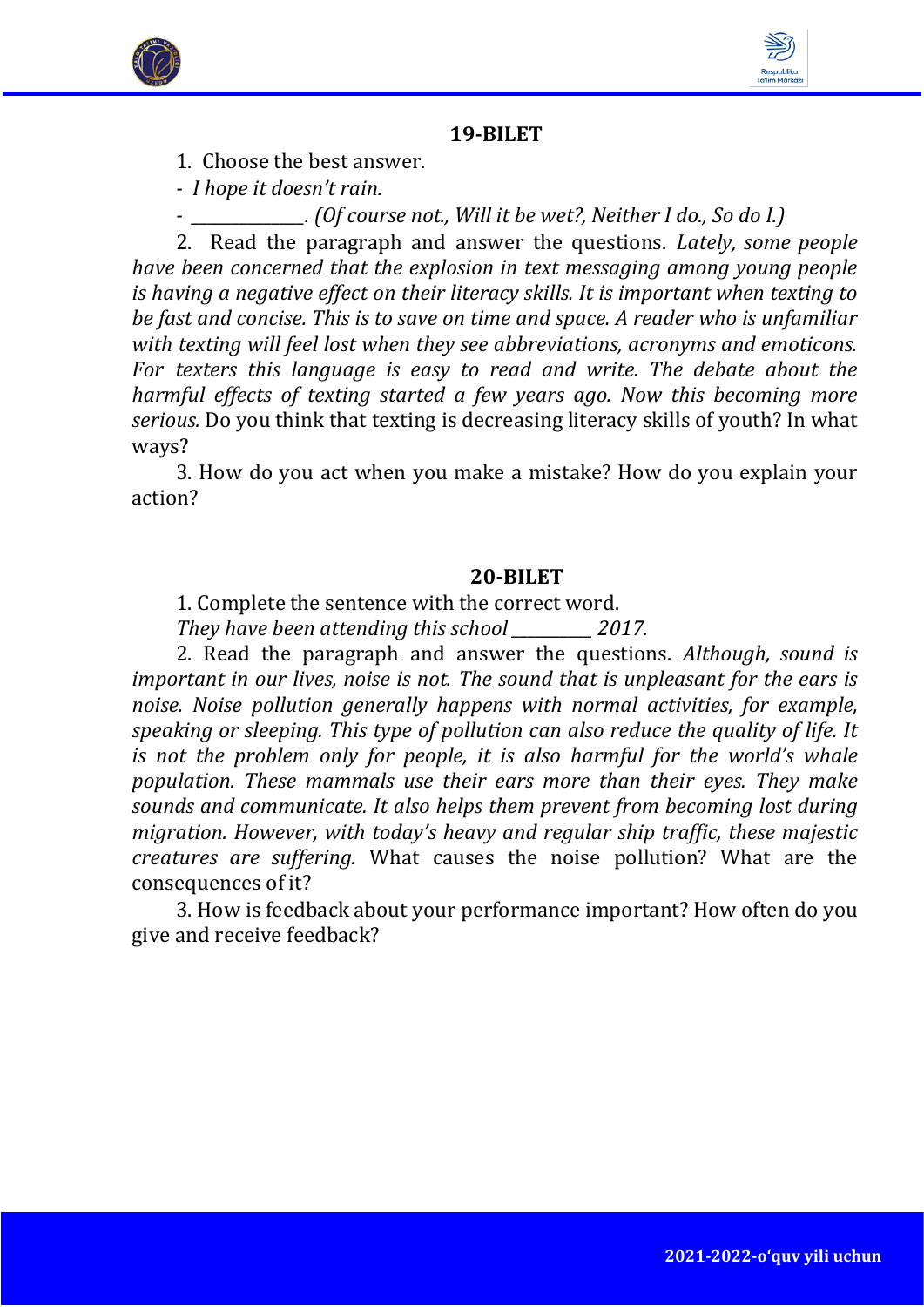## 19-BILET

1. Choose the best answer.

- *I hope it doesn't rain.*

- \_\_\_\_\_\_\_\_\_\_\_\_\_\_. *(Of course not., Will it be wet?, Neither I do., So do I.)*

2. Read the paragraph and answer the questions. *Lately, some people have been concerned that the explosion in text messaging among young people is having a negative effect on their literacy skills. It is important when texting to be fast and concise. This is to save on time and space. A reader who is unfamiliar with texting will feel lost when they see abbreviations, acronyms and emoticons. For texters this language is easy to read and write. The debate about the harmful effects of texting started a few years ago. Now this becoming more serious.* Do you think that texting is decreasing literacy skills of youth? In what ways?

3. How do you act when you make a mistake? How do you explain your action?

## 20-BILET

1. Complete the sentence with the correct word.

*They have been attending this school \_\_\_\_\_\_\_\_\_\_ 2017.*

2. Read the paragraph and answer the questions. *Although, sound is important in our lives, noise is not. The sound that is unpleasant for the ears is noise. Noise pollution generally happens with normal activities, for example, speaking or sleeping. This type of pollution can also reduce the quality of life. It is not the problem only for people, it is also harmful for the world's whale population. These mammals use their ears more than their eyes. They make sounds and communicate. It also helps them prevent from becoming lost during migration. However, with today's heavy and regular ship traffic, these majestic creatures are suffering.* What causes the noise pollution? What are the consequences of it?

3. How is feedback about your performance important? How often do you give and receive feedback?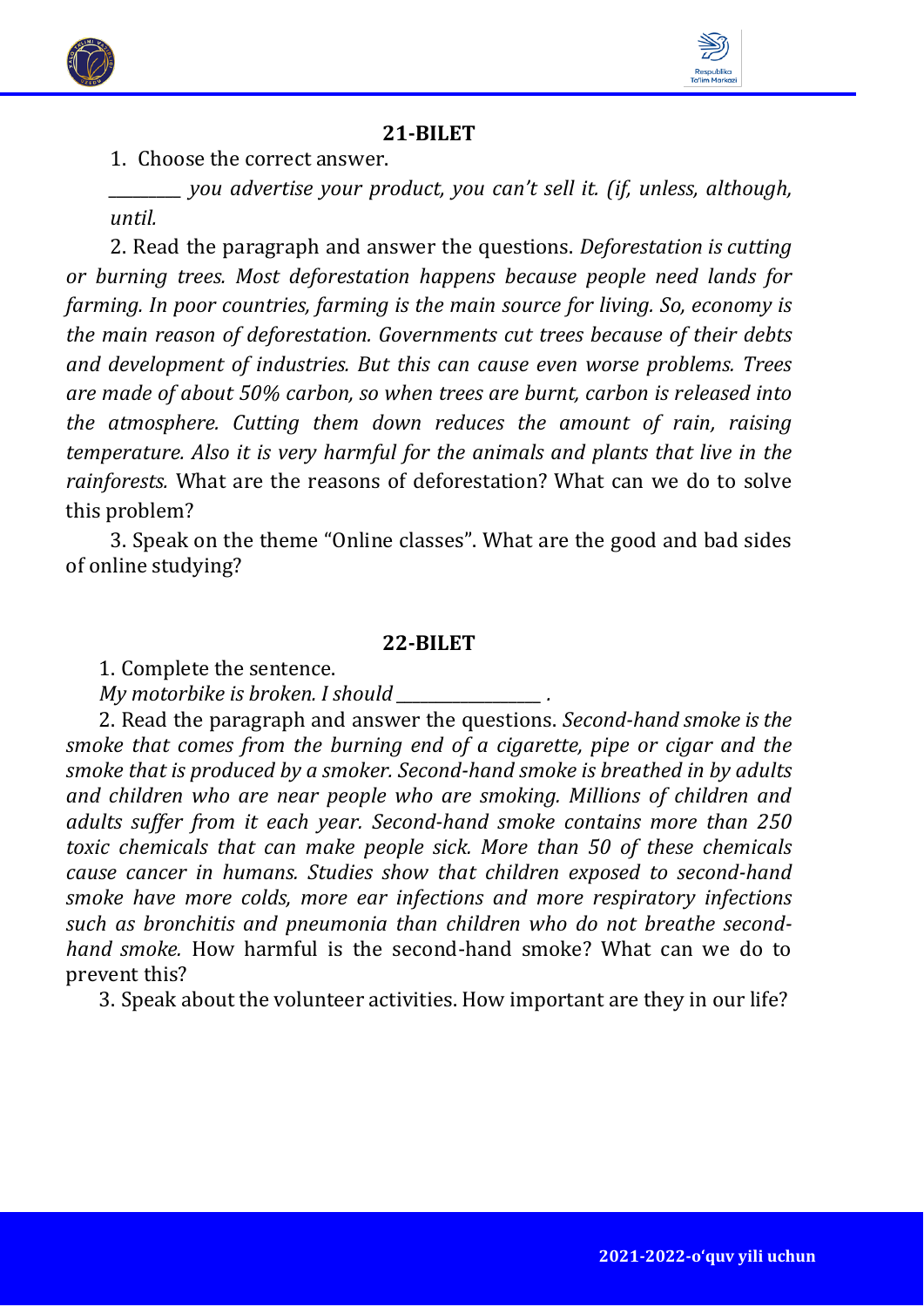## 21-BILET

1. Choose the correct answer.

*_________ you advertise your product, you can't sell it. (if, unless, although, until.*

2. Read the paragraph and answer the questions. *Deforestation is cutting or burning trees. Most deforestation happens because people need lands for farming. In poor countries, farming is the main source for living. So, economy is the main reason of deforestation. Governments cut trees because of their debts and development of industries. But this can cause even worse problems. Trees are made of about 50% carbon, so when trees are burnt, carbon is released into the atmosphere. Cutting them down reduces the amount of rain, raising temperature. Also it is very harmful for the animals and plants that live in the rainforests.* What are the reasons of deforestation? What can we do to solve this problem?

3. Speak on the theme "Online classes". What are the good and bad sides of online studying?

## 22-BILET

1. Complete the sentence.

*My motorbike is broken. I should _________________ .*

2. Read the paragraph and answer the questions. *Second-hand smoke is the smoke that comes from the burning end of a cigarette, pipe or cigar and the smoke that is produced by a smoker. Second-hand smoke is breathed in by adults and children who are near people who are smoking. Millions of children and adults suffer from it each year. Second-hand smoke contains more than 250 toxic chemicals that can make people sick. More than 50 of these chemicals cause cancer in humans. Studies show that children exposed to second-hand smoke have more colds, more ear infections and more respiratory infections such as bronchitis and pneumonia than children who do not breathe second-hand smoke.* How harmful is the second-hand smoke? What can we do to prevent this?

3. Speak about the volunteer activities. How important are they in our life?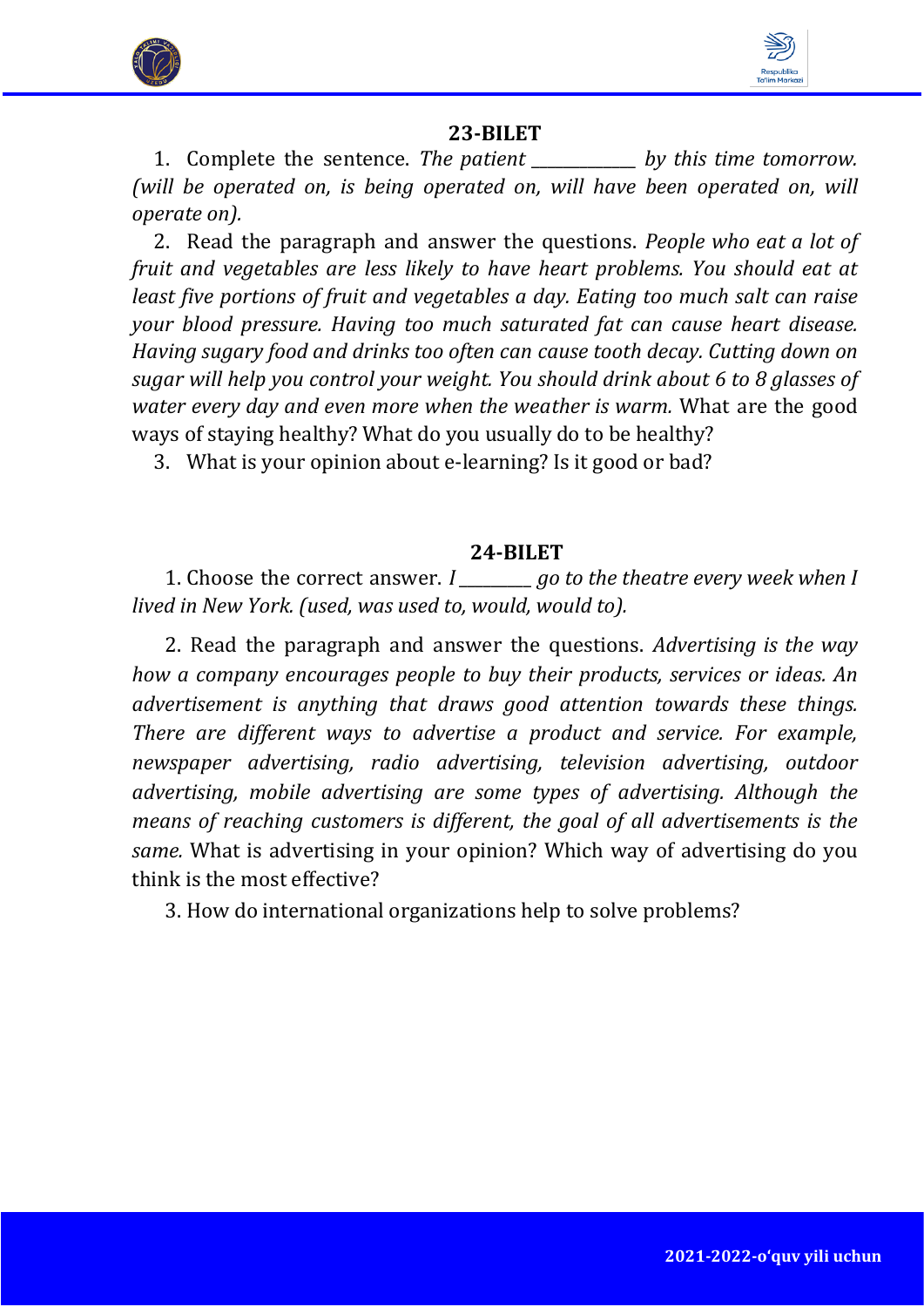## 23-BILET

1. Complete the sentence. *The patient ___________ by this time tomorrow. (will be operated on, is being operated on, will have been operated on, will operate on).*

2. Read the paragraph and answer the questions. *People who eat a lot of fruit and vegetables are less likely to have heart problems. You should eat at least five portions of fruit and vegetables a day. Eating too much salt can raise your blood pressure. Having too much saturated fat can cause heart disease. Having sugary food and drinks too often can cause tooth decay. Cutting down on sugar will help you control your weight. You should drink about 6 to 8 glasses of water every day and even more when the weather is warm.* What are the good ways of staying healthy? What do you usually do to be healthy?

3. What is your opinion about e-learning? Is it good or bad?

## 24-BILET

1. Choose the correct answer. *I ________ go to the theatre every week when I lived in New York. (used, was used to, would, would to).*

2. Read the paragraph and answer the questions. *Advertising is the way how a company encourages people to buy their products, services or ideas. An advertisement is anything that draws good attention towards these things. There are different ways to advertise a product and service. For example, newspaper advertising, radio advertising, television advertising, outdoor advertising, mobile advertising are some types of advertising. Although the means of reaching customers is different, the goal of all advertisements is the same.* What is advertising in your opinion? Which way of advertising do you think is the most effective?

3. How do international organizations help to solve problems?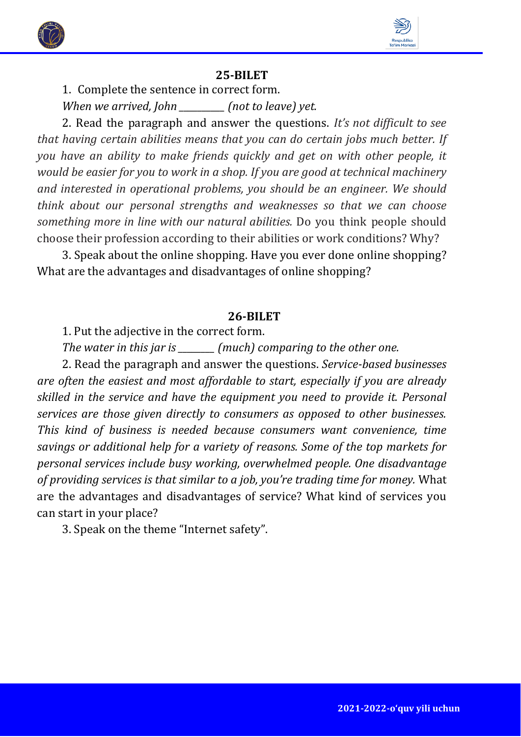## 25-BILET

1. Complete the sentence in correct form.

*When we arrived, John \_\_\_\_\_\_\_\_\_\_ (not to leave) yet.*

2. Read the paragraph and answer the questions. *It's not difficult to see that having certain abilities means that you can do certain jobs much better. If you have an ability to make friends quickly and get on with other people, it would be easier for you to work in a shop. If you are good at technical machinery and interested in operational problems, you should be an engineer. We should think about our personal strengths and weaknesses so that we can choose something more in line with our natural abilities.* Do you think people should choose their profession according to their abilities or work conditions? Why?

3. Speak about the online shopping. Have you ever done online shopping? What are the advantages and disadvantages of online shopping?

## 26-BILET

1. Put the adjective in the correct form.

*The water in this jar is \_\_\_\_\_\_\_\_ (much) comparing to the other one.*

2. Read the paragraph and answer the questions. *Service-based businesses are often the easiest and most affordable to start, especially if you are already skilled in the service and have the equipment you need to provide it. Personal services are those given directly to consumers as opposed to other businesses. This kind of business is needed because consumers want convenience, time savings or additional help for a variety of reasons. Some of the top markets for personal services include busy working, overwhelmed people. One disadvantage of providing services is that similar to a job, you're trading time for money.* What are the advantages and disadvantages of service? What kind of services you can start in your place?

3. Speak on the theme "Internet safety".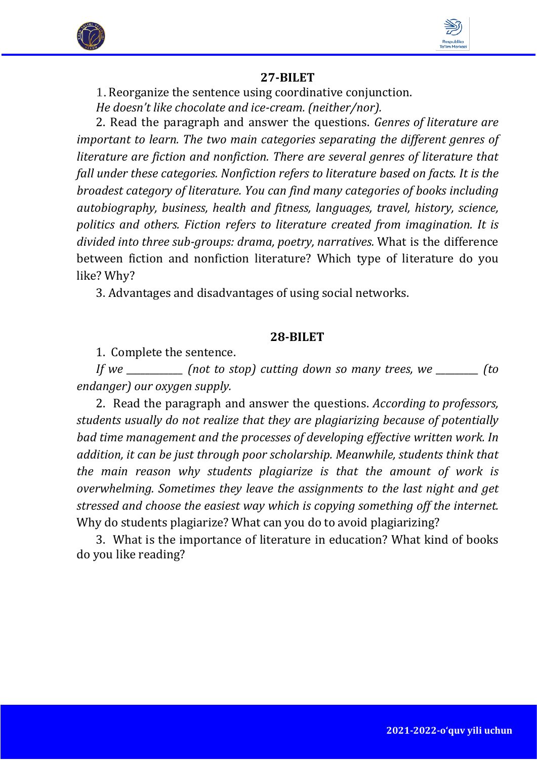## 27-BILET

1. Reorganize the sentence using coordinative conjunction.

*He doesn't like chocolate and ice-cream. (neither/nor).*

2. Read the paragraph and answer the questions. *Genres of literature are important to learn. The two main categories separating the different genres of literature are fiction and nonfiction. There are several genres of literature that fall under these categories. Nonfiction refers to literature based on facts. It is the broadest category of literature. You can find many categories of books including autobiography, business, health and fitness, languages, travel, history, science, politics and others. Fiction refers to literature created from imagination. It is divided into three sub-groups: drama, poetry, narratives.* What is the difference between fiction and nonfiction literature? Which type of literature do you like? Why?

3. Advantages and disadvantages of using social networks.

## 28-BILET

1. Complete the sentence.

*If we ___________ (not to stop) cutting down so many trees, we _________ (to endanger) our oxygen supply.*

2. Read the paragraph and answer the questions. *According to professors, students usually do not realize that they are plagiarizing because of potentially bad time management and the processes of developing effective written work. In addition, it can be just through poor scholarship. Meanwhile, students think that the main reason why students plagiarize is that the amount of work is overwhelming. Sometimes they leave the assignments to the last night and get stressed and choose the easiest way which is copying something off the internet.* Why do students plagiarize? What can you do to avoid plagiarizing?

3. What is the importance of literature in education? What kind of books do you like reading?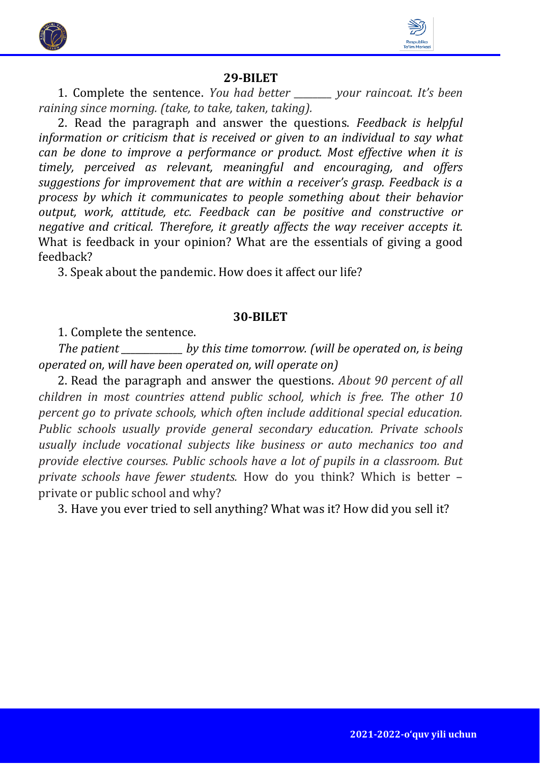## 29-BILET

1. Complete the sentence. *You had better ________ your raincoat. It's been raining since morning. (take, to take, taken, taking).*

2. Read the paragraph and answer the questions. *Feedback is helpful information or criticism that is received or given to an individual to say what can be done to improve a performance or product. Most effective when it is timely, perceived as relevant, meaningful and encouraging, and offers suggestions for improvement that are within a receiver's grasp. Feedback is a process by which it communicates to people something about their behavior output, work, attitude, etc. Feedback can be positive and constructive or negative and critical. Therefore, it greatly affects the way receiver accepts it.* What is feedback in your opinion? What are the essentials of giving a good feedback?

3. Speak about the pandemic. How does it affect our life?

## 30-BILET

1. Complete the sentence.

*The patient _____________ by this time tomorrow. (will be operated on, is being operated on, will have been operated on, will operate on)*

2. Read the paragraph and answer the questions. *About 90 percent of all children in most countries attend public school, which is free. The other 10 percent go to private schools, which often include additional special education. Public schools usually provide general secondary education. Private schools usually include vocational subjects like business or auto mechanics too and provide elective courses. Public schools have a lot of pupils in a classroom. But private schools have fewer students.* How do you think? Which is better – private or public school and why?

3. Have you ever tried to sell anything? What was it? How did you sell it?